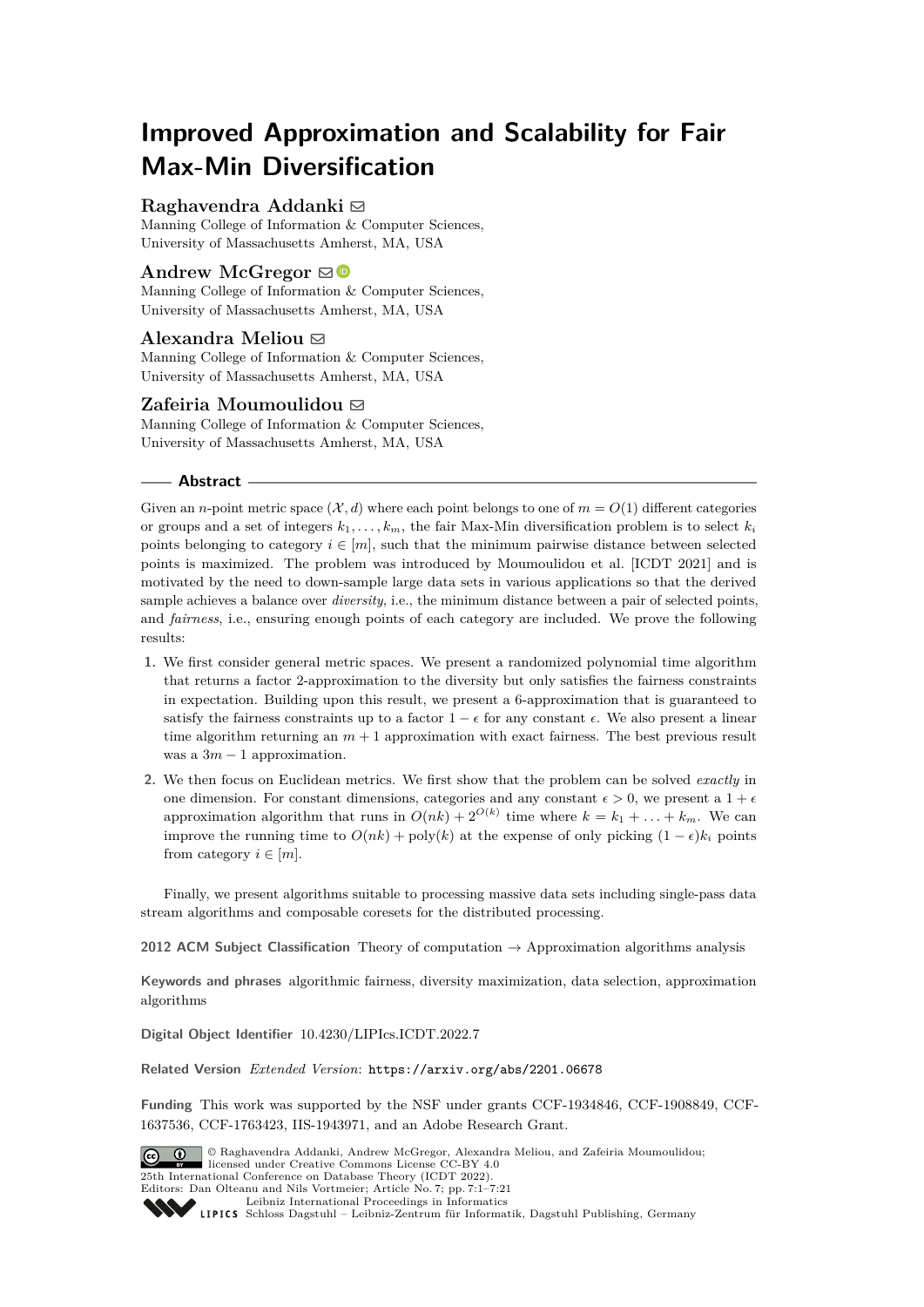# Improved Approximation and Scalability for Fair Max-Min Diversification

**Raghavendra Addanki**
Manning College of Information & Computer Sciences, University of Massachusetts Amherst, MA, USA

**Andrew McGregor**
Manning College of Information & Computer Sciences, University of Massachusetts Amherst, MA, USA

**Alexandra Meliou**
Manning College of Information & Computer Sciences, University of Massachusetts Amherst, MA, USA

**Zafeiria Moumoulidou**
Manning College of Information & Computer Sciences, University of Massachusetts Amherst, MA, USA

## Abstract

Given an $n$-point metric space $(\mathcal{X}, d)$ where each point belongs to one of $m = O(1)$ different categories or groups and a set of integers $k_1, \ldots, k_m$, the fair Max-Min diversification problem is to select $k_i$ points belonging to category $i \in [m]$, such that the minimum pairwise distance between selected points is maximized. The problem was introduced by Moumoulidou et al. [ICDT 2021] and is motivated by the need to down-sample large data sets in various applications so that the derived sample achieves a balance over *diversity*, i.e., the minimum distance between a pair of selected points, and *fairness*, i.e., ensuring enough points of each category are included. We prove the following results:

1. We first consider general metric spaces. We present a randomized polynomial time algorithm that returns a factor 2-approximation to the diversity but only satisfies the fairness constraints in expectation. Building upon this result, we present a 6-approximation that is guaranteed to satisfy the fairness constraints up to a factor $1 - \epsilon$ for any constant $\epsilon$. We also present a linear time algorithm returning an $m + 1$ approximation with exact fairness. The best previous result was a $3m - 1$ approximation.
2. We then focus on Euclidean metrics. We first show that the problem can be solved *exactly* in one dimension. For constant dimensions, categories and any constant $\epsilon > 0$, we present a $1 + \epsilon$ approximation algorithm that runs in $O(nk) + 2^{O(k)}$ time where $k = k_1 + \ldots + k_m$. We can improve the running time to $O(nk) + \text{poly}(k)$ at the expense of only picking $(1 - \epsilon)k_i$ points from category $i \in [m]$.

Finally, we present algorithms suitable to processing massive data sets including single-pass data stream algorithms and composable coresets for the distributed processing.

**2012 ACM Subject Classification** Theory of computation → Approximation algorithms analysis

**Keywords and phrases** algorithmic fairness, diversity maximization, data selection, approximation algorithms

**Digital Object Identifier** 10.4230/LIPIcs.ICDT.2022.7

**Related Version** *Extended Version*: https://arxiv.org/abs/2201.06678

**Funding** This work was supported by the NSF under grants CCF-1934846, CCF-1908849, CCF-1637536, CCF-1763423, IIS-1943971, and an Adobe Research Grant.

© Raghavendra Addanki, Andrew McGregor, Alexandra Meliou, and Zafeiria Moumoulidou; licensed under Creative Commons License CC-BY 4.0
25th International Conference on Database Theory (ICDT 2022).
Editors: Dan Olteanu and Nils Vortmeier; Article No. 7; pp. 7:1–7:21
Leibniz International Proceedings in Informatics
Schloss Dagstuhl – Leibniz-Zentrum für Informatik, Dagstuhl Publishing, Germany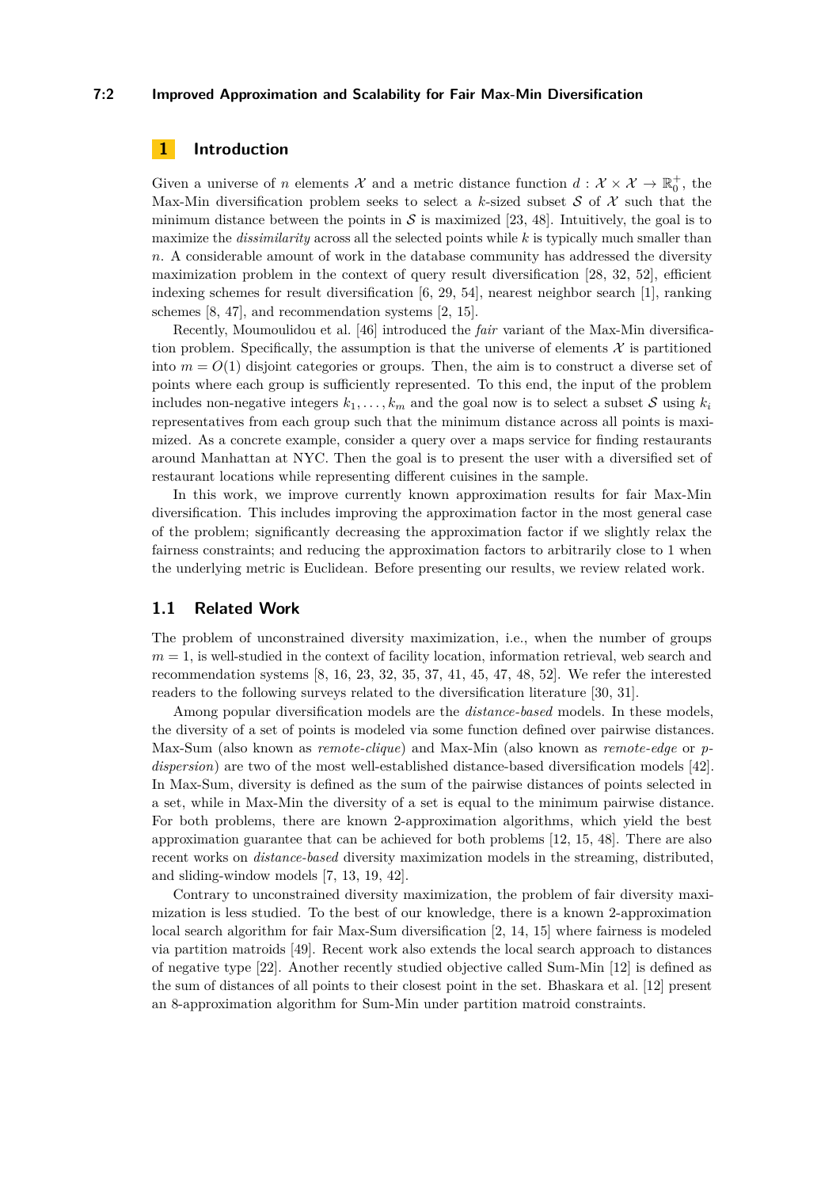## 1 Introduction

Given a universe of $n$ elements $\mathcal{X}$ and a metric distance function $d : \mathcal{X} \times \mathcal{X} \rightarrow \mathbb{R}_0^+$, the Max-Min diversification problem seeks to select a $k$-sized subset $\mathcal{S}$ of $\mathcal{X}$ such that the minimum distance between the points in $\mathcal{S}$ is maximized [23, 48]. Intuitively, the goal is to maximize the *dissimilarity* across all the selected points while $k$ is typically much smaller than $n$. A considerable amount of work in the database community has addressed the diversity maximization problem in the context of query result diversification [28, 32, 52], efficient indexing schemes for result diversification [6, 29, 54], nearest neighbor search [1], ranking schemes [8, 47], and recommendation systems [2, 15].

Recently, Moumoulidou et al. [46] introduced the *fair* variant of the Max-Min diversification problem. Specifically, the assumption is that the universe of elements $\mathcal{X}$ is partitioned into $m = O(1)$ disjoint categories or groups. Then, the aim is to construct a diverse set of points where each group is sufficiently represented. To this end, the input of the problem includes non-negative integers $k_1, \ldots, k_m$ and the goal now is to select a subset $\mathcal{S}$ using $k_i$ representatives from each group such that the minimum distance across all points is maximized. As a concrete example, consider a query over a maps service for finding restaurants around Manhattan at NYC. Then the goal is to present the user with a diversified set of restaurant locations while representing different cuisines in the sample.

In this work, we improve currently known approximation results for fair Max-Min diversification. This includes improving the approximation factor in the most general case of the problem; significantly decreasing the approximation factor if we slightly relax the fairness constraints; and reducing the approximation factors to arbitrarily close to 1 when the underlying metric is Euclidean. Before presenting our results, we review related work.

### 1.1 Related Work

The problem of unconstrained diversity maximization, i.e., when the number of groups $m = 1$, is well-studied in the context of facility location, information retrieval, web search and recommendation systems [8, 16, 23, 32, 35, 37, 41, 45, 47, 48, 52]. We refer the interested readers to the following surveys related to the diversification literature [30, 31].

Among popular diversification models are the *distance-based* models. In these models, the diversity of a set of points is modeled via some function defined over pairwise distances. Max-Sum (also known as *remote-clique*) and Max-Min (also known as *remote-edge* or *p-dispersion*) are two of the most well-established distance-based diversification models [42]. In Max-Sum, diversity is defined as the sum of the pairwise distances of points selected in a set, while in Max-Min the diversity of a set is equal to the minimum pairwise distance. For both problems, there are known 2-approximation algorithms, which yield the best approximation guarantee that can be achieved for both problems [12, 15, 48]. There are also recent works on *distance-based* diversity maximization models in the streaming, distributed, and sliding-window models [7, 13, 19, 42].

Contrary to unconstrained diversity maximization, the problem of fair diversity maximization is less studied. To the best of our knowledge, there is a known 2-approximation local search algorithm for fair Max-Sum diversification [2, 14, 15] where fairness is modeled via partition matroids [49]. Recent work also extends the local search approach to distances of negative type [22]. Another recently studied objective called Sum-Min [12] is defined as the sum of distances of all points to their closest point in the set. Bhaskara et al. [12] present an 8-approximation algorithm for Sum-Min under partition matroid constraints.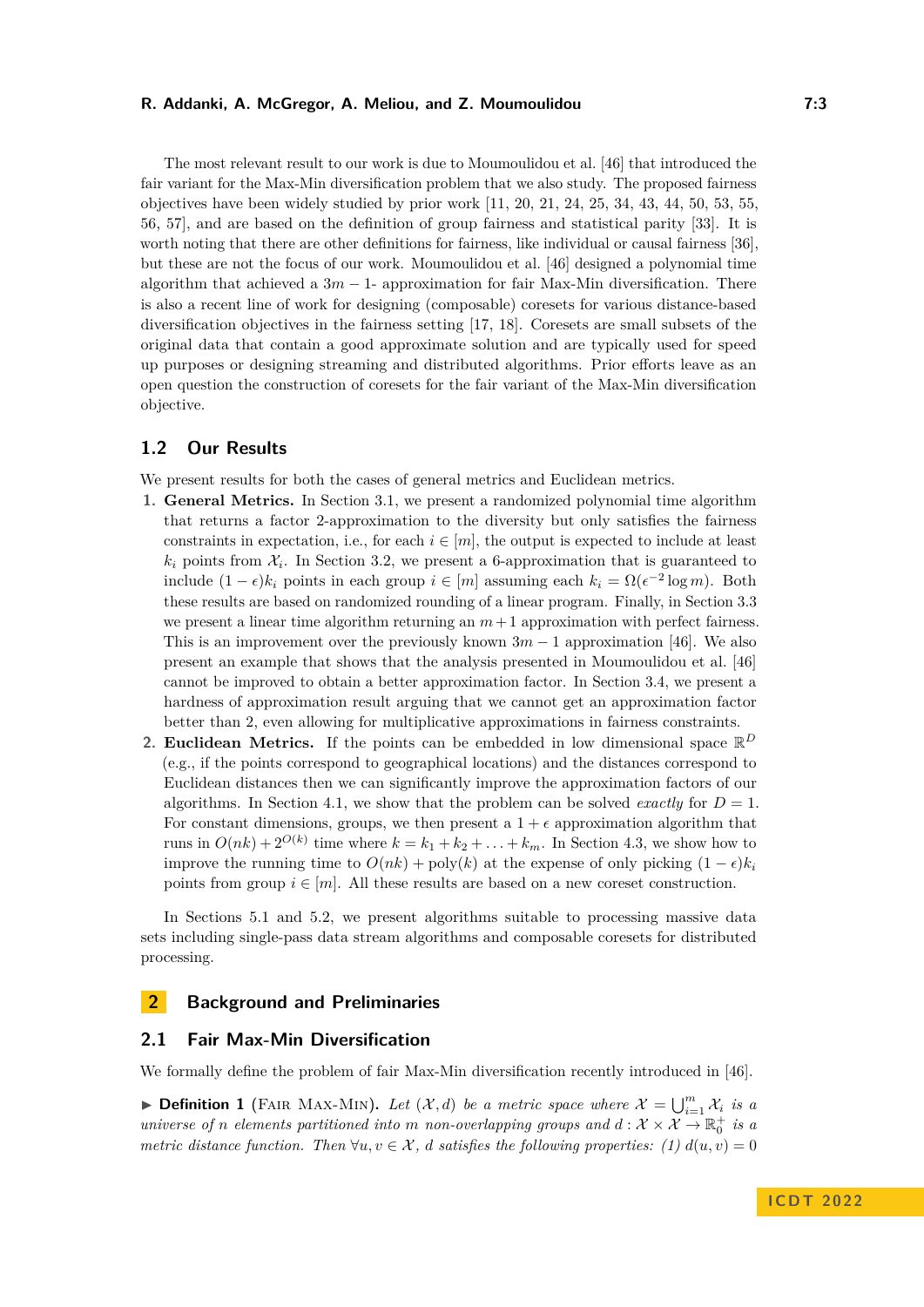The most relevant result to our work is due to Moumoulidou et al. [46] that introduced the fair variant for the Max-Min diversification problem that we also study. The proposed fairness objectives have been widely studied by prior work [11, 20, 21, 24, 25, 34, 43, 44, 50, 53, 55, 56, 57], and are based on the definition of group fairness and statistical parity [33]. It is worth noting that there are other definitions for fairness, like individual or causal fairness [36], but these are not the focus of our work. Moumoulidou et al. [46] designed a polynomial time algorithm that achieved a $3m-1$- approximation for fair Max-Min diversification. There is also a recent line of work for designing (composable) coresets for various distance-based diversification objectives in the fairness setting [17, 18]. Coresets are small subsets of the original data that contain a good approximate solution and are typically used for speed up purposes or designing streaming and distributed algorithms. Prior efforts leave as an open question the construction of coresets for the fair variant of the Max-Min diversification objective.

## 1.2 Our Results

We present results for both the cases of general metrics and Euclidean metrics.

1. **General Metrics.** In Section 3.1, we present a randomized polynomial time algorithm that returns a factor 2-approximation to the diversity but only satisfies the fairness constraints in expectation, i.e., for each $i \in [m]$, the output is expected to include at least $k_i$ points from $\mathcal{X}_i$. In Section 3.2, we present a 6-approximation that is guaranteed to include $(1-\epsilon)k_i$ points in each group $i \in [m]$ assuming each $k_i = \Omega(\epsilon^{-2} \log m)$. Both these results are based on randomized rounding of a linear program. Finally, in Section 3.3 we present a linear time algorithm returning an $m+1$ approximation with perfect fairness. This is an improvement over the previously known $3m-1$ approximation [46]. We also present an example that shows that the analysis presented in Moumoulidou et al. [46] cannot be improved to obtain a better approximation factor. In Section 3.4, we present a hardness of approximation result arguing that we cannot get an approximation factor better than 2, even allowing for multiplicative approximations in fairness constraints.
2. **Euclidean Metrics.** If the points can be embedded in low dimensional space $\mathbb{R}^D$ (e.g., if the points correspond to geographical locations) and the distances correspond to Euclidean distances then we can significantly improve the approximation factors of our algorithms. In Section 4.1, we show that the problem can be solved *exactly* for $D = 1$. For constant dimensions, groups, we then present a $1+\epsilon$ approximation algorithm that runs in $O(nk) + 2^{O(k)}$ time where $k = k_1 + k_2 + \ldots + k_m$. In Section 4.3, we show how to improve the running time to $O(nk) + \text{poly}(k)$ at the expense of only picking $(1-\epsilon)k_i$ points from group $i \in [m]$. All these results are based on a new coreset construction.

In Sections 5.1 and 5.2, we present algorithms suitable to processing massive data sets including single-pass data stream algorithms and composable coresets for distributed processing.

# 2 Background and Preliminaries

## 2.1 Fair Max-Min Diversification

We formally define the problem of fair Max-Min diversification recently introduced in [46].

▶ **Definition 1** (Fair Max-Min). *Let $(\mathcal{X}, d)$ be a metric space where $\mathcal{X} = \bigcup_{i=1}^{m} \mathcal{X}_i$ is a universe of $n$ elements partitioned into $m$ non-overlapping groups and $d : \mathcal{X} \times \mathcal{X} \to \mathbb{R}_0^+$ is a metric distance function. Then $\forall u, v \in \mathcal{X}$, $d$ satisfies the following properties: (1) $d(u, v) = 0$*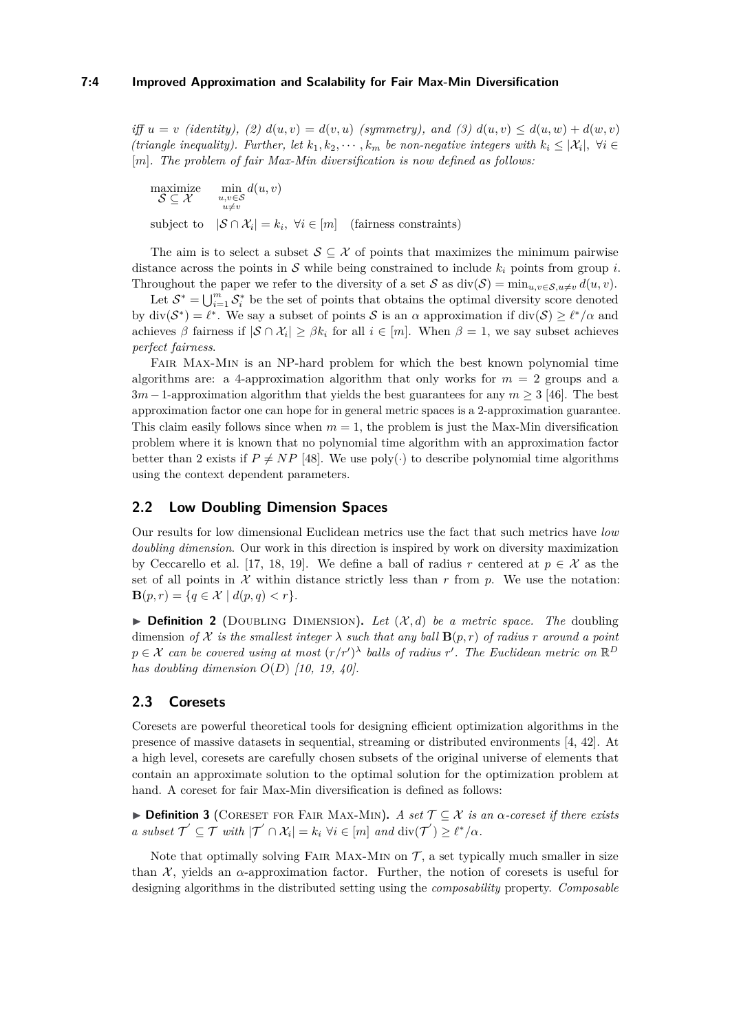*iff* $u = v$ *(identity), (2)* $d(u, v) = d(v, u)$ *(symmetry), and (3)* $d(u, v) \leq d(u, w) + d(w, v)$ *(triangle inequality). Further, let* $k_1, k_2, \cdots, k_m$ *be non-negative integers with* $k_i \leq |\mathcal{X}_i|, \ \forall i \in [m]$. *The problem of fair Max-Min diversification is now defined as follows:*

$$\begin{aligned}
&\underset{\mathcal{S} \subseteq \mathcal{X}}{\text{maximize}} \quad \min_{\substack{u,v \in \mathcal{S} \\ u \neq v}} d(u, v) \\
&\text{subject to} \quad |\mathcal{S} \cap \mathcal{X}_i| = k_i, \ \forall i \in [m] \quad \text{(fairness constraints)}
\end{aligned}$$

The aim is to select a subset $\mathcal{S} \subseteq \mathcal{X}$ of points that maximizes the minimum pairwise distance across the points in $\mathcal{S}$ while being constrained to include $k_i$ points from group $i$. Throughout the paper we refer to the diversity of a set $\mathcal{S}$ as $\text{div}(\mathcal{S}) = \min_{u,v \in \mathcal{S}, u \neq v} d(u, v)$.

Let $\mathcal{S}^* = \bigcup_{i=1}^m \mathcal{S}_i^*$ be the set of points that obtains the optimal diversity score denoted by $\text{div}(\mathcal{S}^*) = \ell^*$. We say a subset of points $\mathcal{S}$ is an $\alpha$ approximation if $\text{div}(\mathcal{S}) \geq \ell^*/\alpha$ and achieves $\beta$ fairness if $|\mathcal{S} \cap \mathcal{X}_i| \geq \beta k_i$ for all $i \in [m]$. When $\beta = 1$, we say subset achieves *perfect fairness*.

Fair Max-Min is an NP-hard problem for which the best known polynomial time algorithms are: a 4-approximation algorithm that only works for $m = 2$ groups and a $3m - 1$-approximation algorithm that yields the best guarantees for any $m \geq 3$ [46]. The best approximation factor one can hope for in general metric spaces is a 2-approximation guarantee. This claim easily follows since when $m = 1$, the problem is just the Max-Min diversification problem where it is known that no polynomial time algorithm with an approximation factor better than 2 exists if $P \neq NP$ [48]. We use $\text{poly}(\cdot)$ to describe polynomial time algorithms using the context dependent parameters.

## 2.2 Low Doubling Dimension Spaces

Our results for low dimensional Euclidean metrics use the fact that such metrics have *low doubling dimension*. Our work in this direction is inspired by work on diversity maximization by Ceccarello et al. [17, 18, 19]. We define a ball of radius $r$ centered at $p \in \mathcal{X}$ as the set of all points in $\mathcal{X}$ within distance strictly less than $r$ from $p$. We use the notation: $\mathbf{B}(p, r) = \{q \in \mathcal{X} \mid d(p, q) < r\}$.

▶ **Definition 2** (Doubling Dimension). *Let* $(\mathcal{X}, d)$ *be a metric space. The* doubling dimension *of* $\mathcal{X}$ *is the smallest integer* $\lambda$ *such that any ball* $\mathbf{B}(p, r)$ *of radius* $r$ *around a point* $p \in \mathcal{X}$ *can be covered using at most* $(r/r')^\lambda$ *balls of radius* $r'$. *The Euclidean metric on* $\mathbb{R}^D$ *has doubling dimension* $O(D)$ *[10, 19, 40].*

## 2.3 Coresets

Coresets are powerful theoretical tools for designing efficient optimization algorithms in the presence of massive datasets in sequential, streaming or distributed environments [4, 42]. At a high level, coresets are carefully chosen subsets of the original universe of elements that contain an approximate solution to the optimal solution for the optimization problem at hand. A coreset for fair Max-Min diversification is defined as follows:

▶ **Definition 3** (Coreset for Fair Max-Min). *A set* $\mathcal{T} \subseteq \mathcal{X}$ *is an* $\alpha$*-coreset if there exists a subset* $\mathcal{T}' \subseteq \mathcal{T}$ *with* $|\mathcal{T}' \cap \mathcal{X}_i| = k_i \ \forall i \in [m]$ *and* $\text{div}(\mathcal{T}') \geq \ell^*/\alpha$.

Note that optimally solving Fair Max-Min on $\mathcal{T}$, a set typically much smaller in size than $\mathcal{X}$, yields an $\alpha$-approximation factor. Further, the notion of coresets is useful for designing algorithms in the distributed setting using the *composability* property. *Composable*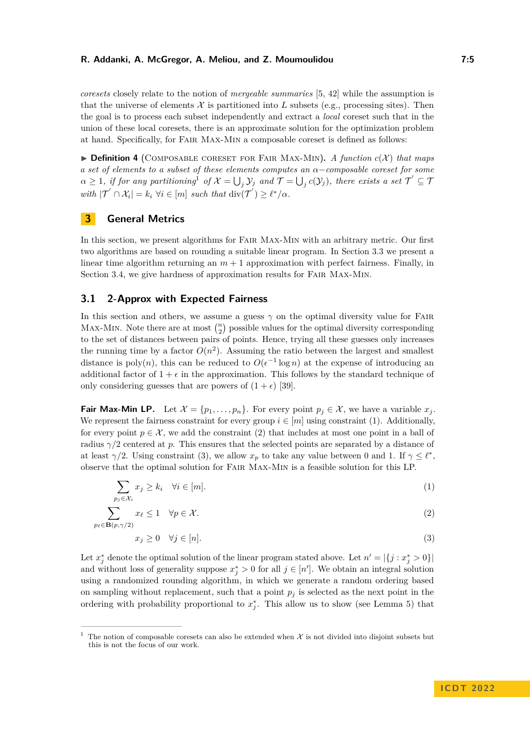*coresets* closely relate to the notion of *mergeable summaries* [5, 42] while the assumption is that the universe of elements $\mathcal{X}$ is partitioned into $L$ subsets (e.g., processing sites). Then the goal is to process each subset independently and extract a *local* coreset such that in the union of these local coresets, there is an approximate solution for the optimization problem at hand. Specifically, for Fair Max-Min a composable coreset is defined as follows:

▶ **Definition 4** (Composable coreset for Fair Max-Min). *A function $c(\mathcal{X})$ that maps a set of elements to a subset of these elements computes an $\alpha-$composable coreset for some $\alpha \geq 1$, if for any partitioning*[1] *of $\mathcal{X} = \bigcup_j \mathcal{Y}_j$ and $\mathcal{T} = \bigcup_j c(\mathcal{Y}_j)$, there exists a set $\mathcal{T}^{'} \subseteq \mathcal{T}$ with $|\mathcal{T}^{'} \cap \mathcal{X}_i| = k_i \ \forall i \in [m]$ such that $\operatorname{div}(\mathcal{T}^{'}) \geq \ell^*/\alpha$.*

## 3 General Metrics

In this section, we present algorithms for Fair Max-Min with an arbitrary metric. Our first two algorithms are based on rounding a suitable linear program. In Section 3.3 we present a linear time algorithm returning an $m+1$ approximation with perfect fairness. Finally, in Section 3.4, we give hardness of approximation results for Fair Max-Min.

### 3.1 2-Approx with Expected Fairness

In this section and others, we assume a guess $\gamma$ on the optimal diversity value for Fair Max-Min. Note there are at most $\binom{n}{2}$ possible values for the optimal diversity corresponding to the set of distances between pairs of points. Hence, trying all these guesses only increases the running time by a factor $O(n^2)$. Assuming the ratio between the largest and smallest distance is poly$(n)$, this can be reduced to $O(\epsilon^{-1} \log n)$ at the expense of introducing an additional factor of $1+\epsilon$ in the approximation. This follows by the standard technique of only considering guesses that are powers of $(1+\epsilon)$ [39].

**Fair Max-Min LP.** Let $\mathcal{X} = \{p_1, \dots, p_n\}$. For every point $p_j \in \mathcal{X}$, we have a variable $x_j$. We represent the fairness constraint for every group $i \in [m]$ using constraint (1). Additionally, for every point $p \in \mathcal{X}$, we add the constraint (2) that includes at most one point in a ball of radius $\gamma/2$ centered at $p$. This ensures that the selected points are separated by a distance of at least $\gamma/2$. Using constraint (3), we allow $x_p$ to take any value between 0 and 1. If $\gamma \leq \ell^*$, observe that the optimal solution for Fair Max-Min is a feasible solution for this LP.

$$\sum_{p_j \in \mathcal{X}_i} x_j \geq k_i \quad \forall i \in [m]. \tag{1}$$

$$\sum_{p_\ell \in \mathbf{B}(p, \gamma/2)} x_\ell \leq 1 \quad \forall p \in \mathcal{X}. \tag{2}$$

$$x_j \geq 0 \quad \forall j \in [n]. \tag{3}$$

Let $x_j^*$ denote the optimal solution of the linear program stated above. Let $n' = |\{j : x_j^* > 0\}|$ and without loss of generality suppose $x_j^* > 0$ for all $j \in [n']$. We obtain an integral solution using a randomized rounding algorithm, in which we generate a random ordering based on sampling without replacement, such that a point $p_j$ is selected as the next point in the ordering with probability proportional to $x_j^*$. This allow us to show (see Lemma 5) that

[1] The notion of composable coresets can also be extended when $\mathcal{X}$ is not divided into disjoint subsets but this is not the focus of our work.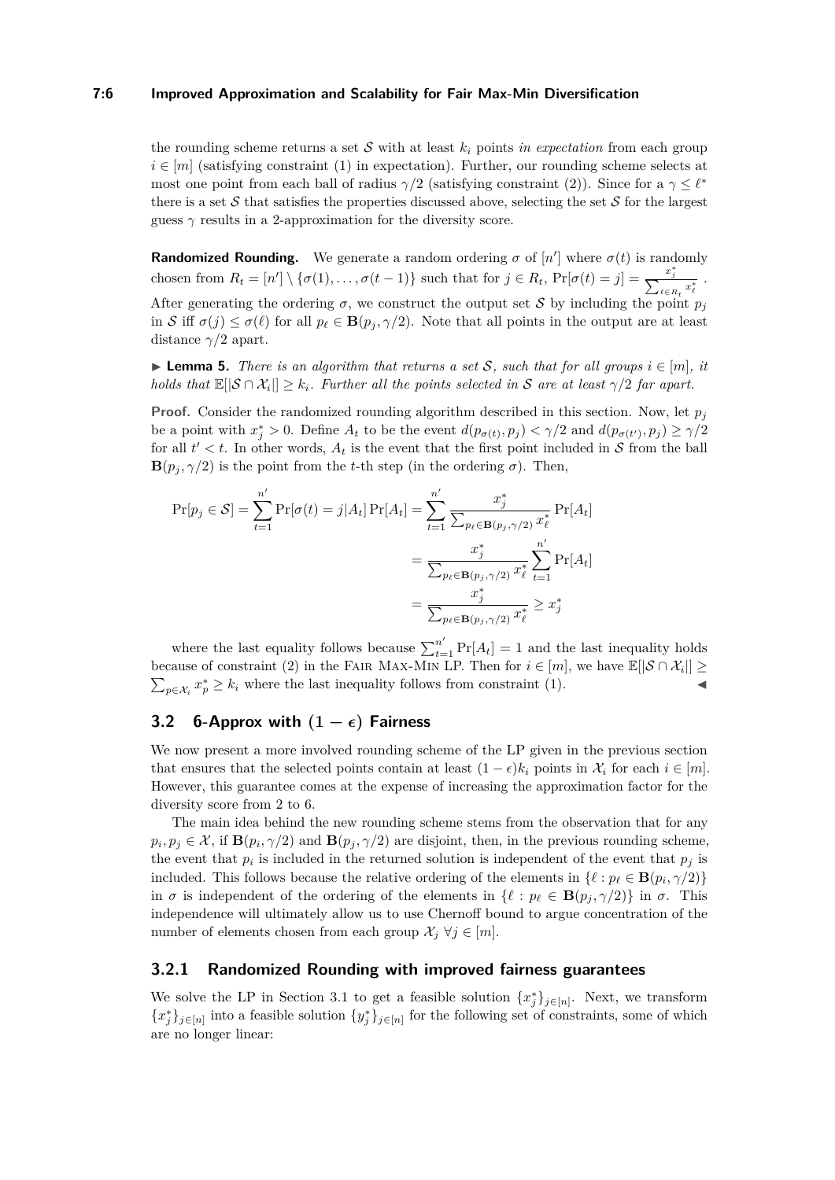the rounding scheme returns a set $\mathcal{S}$ with at least $k_i$ points *in expectation* from each group $i \in [m]$ (satisfying constraint (1) in expectation). Further, our rounding scheme selects at most one point from each ball of radius $\gamma/2$ (satisfying constraint (2)). Since for a $\gamma \leq \ell^*$ there is a set $\mathcal{S}$ that satisfies the properties discussed above, selecting the set $\mathcal{S}$ for the largest guess $\gamma$ results in a 2-approximation for the diversity score.

**Randomized Rounding.** We generate a random ordering $\sigma$ of $[n']$ where $\sigma(t)$ is randomly chosen from $R_t = [n'] \setminus \{\sigma(1), \ldots, \sigma(t-1)\}$ such that for $j \in R_t$, $\Pr[\sigma(t) = j] = \frac{x_j^*}{\sum_{\ell \in R_t} x_\ell^*}$. After generating the ordering $\sigma$, we construct the output set $\mathcal{S}$ by including the point $p_j$ in $\mathcal{S}$ iff $\sigma(j) \leq \sigma(\ell)$ for all $p_\ell \in \mathbf{B}(p_j, \gamma/2)$. Note that all points in the output are at least distance $\gamma/2$ apart.

▶ **Lemma 5.** *There is an algorithm that returns a set $\mathcal{S}$, such that for all groups $i \in [m]$, it holds that $\mathbb{E}[|\mathcal{S} \cap \mathcal{X}_i|] \geq k_i$. Further all the points selected in $\mathcal{S}$ are at least $\gamma/2$ far apart.*

**Proof.** Consider the randomized rounding algorithm described in this section. Now, let $p_j$ be a point with $x_j^* > 0$. Define $A_t$ to be the event $d(p_{\sigma(t)}, p_j) < \gamma/2$ and $d(p_{\sigma(t')}, p_j) \geq \gamma/2$ for all $t' < t$. In other words, $A_t$ is the event that the first point included in $\mathcal{S}$ from the ball $\mathbf{B}(p_j, \gamma/2)$ is the point from the $t$-th step (in the ordering $\sigma$). Then,

$$
\begin{aligned}
\Pr[p_j \in \mathcal{S}] = \sum_{t=1}^{n'} \Pr[\sigma(t) = j | A_t] \Pr[A_t] &= \sum_{t=1}^{n'} \frac{x_j^*}{\sum_{p_\ell \in \mathbf{B}(p_j, \gamma/2)} x_\ell^*} \Pr[A_t] \\
&= \frac{x_j^*}{\sum_{p_\ell \in \mathbf{B}(p_j, \gamma/2)} x_\ell^*} \sum_{t=1}^{n'} \Pr[A_t] \\
&= \frac{x_j^*}{\sum_{p_\ell \in \mathbf{B}(p_j, \gamma/2)} x_\ell^*} \geq x_j^*
\end{aligned}
$$

where the last equality follows because $\sum_{t=1}^{n'} \Pr[A_t] = 1$ and the last inequality holds because of constraint (2) in the Fair Max-Min LP. Then for $i \in [m]$, we have $\mathbb{E}[|\mathcal{S} \cap \mathcal{X}_i|] \geq \sum_{p \in \mathcal{X}_i} x_p^* \geq k_i$ where the last inequality follows from constraint (1). ◀

## 3.2 6-Approx with $(1 - \epsilon)$ Fairness

We now present a more involved rounding scheme of the LP given in the previous section that ensures that the selected points contain at least $(1 - \epsilon)k_i$ points in $\mathcal{X}_i$ for each $i \in [m]$. However, this guarantee comes at the expense of increasing the approximation factor for the diversity score from 2 to 6.

The main idea behind the new rounding scheme stems from the observation that for any $p_i, p_j \in \mathcal{X}$, if $\mathbf{B}(p_i, \gamma/2)$ and $\mathbf{B}(p_j, \gamma/2)$ are disjoint, then, in the previous rounding scheme, the event that $p_i$ is included in the returned solution is independent of the event that $p_j$ is included. This follows because the relative ordering of the elements in $\{\ell : p_\ell \in \mathbf{B}(p_i, \gamma/2)\}$ in $\sigma$ is independent of the ordering of the elements in $\{\ell : p_\ell \in \mathbf{B}(p_j, \gamma/2)\}$ in $\sigma$. This independence will ultimately allow us to use Chernoff bound to argue concentration of the number of elements chosen from each group $\mathcal{X}_j$ $\forall j \in [m]$.

### 3.2.1 Randomized Rounding with improved fairness guarantees

We solve the LP in Section 3.1 to get a feasible solution $\{x_j^*\}_{j \in [n]}$. Next, we transform $\{x_j^*\}_{j \in [n]}$ into a feasible solution $\{y_j^*\}_{j \in [n]}$ for the following set of constraints, some of which are no longer linear: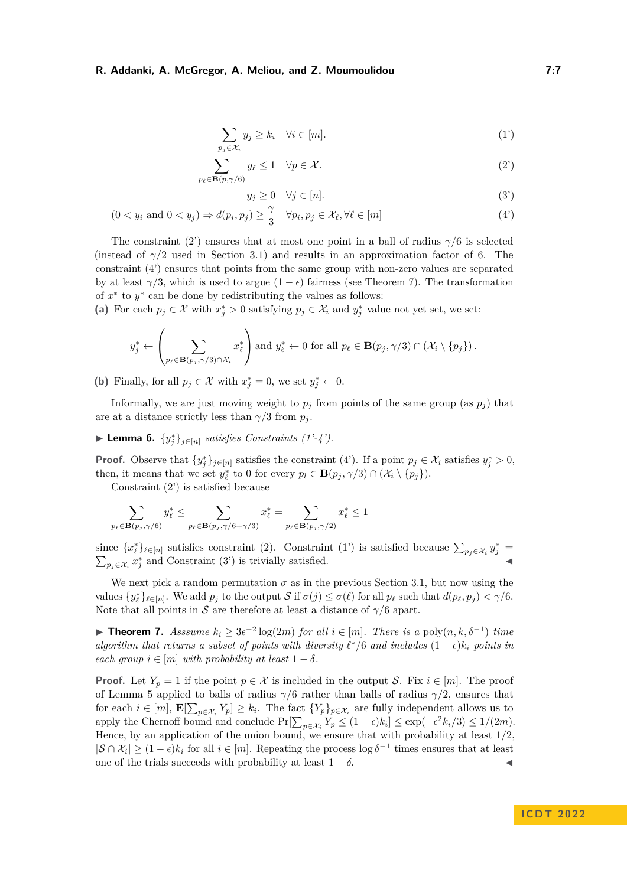$$\sum_{p_j \in \mathcal{X}_i} y_j \geq k_i \quad \forall i \in [m]. \tag{1'}$$

$$\sum_{p_\ell \in \mathbf{B}(p,\gamma/6)} y_\ell \leq 1 \quad \forall p \in \mathcal{X}. \tag{2'}$$

$$y_j \geq 0 \quad \forall j \in [n]. \tag{3'}$$

$$(0 < y_i \text{ and } 0 < y_j) \Rightarrow d(p_i, p_j) \geq \frac{\gamma}{3} \quad \forall p_i, p_j \in \mathcal{X}_\ell, \forall \ell \in [m] \tag{4'}$$

The constraint (2') ensures that at most one point in a ball of radius $\gamma/6$ is selected (instead of $\gamma/2$ used in Section 3.1) and results in an approximation factor of 6. The constraint (4') ensures that points from the same group with non-zero values are separated by at least $\gamma/3$, which is used to argue $(1-\epsilon)$ fairness (see Theorem 7). The transformation of $x^*$ to $y^*$ can be done by redistributing the values as follows:

**(a)** For each $p_j \in \mathcal{X}$ with $x_j^* > 0$ satisfying $p_j \in \mathcal{X}_i$ and $y_j^*$ value not yet set, we set:

$$y_j^* \leftarrow \left( \sum_{p_\ell \in \mathbf{B}(p_j,\gamma/3) \cap \mathcal{X}_i} x_\ell^* \right) \text{ and } y_\ell^* \leftarrow 0 \text{ for all } p_\ell \in \mathbf{B}(p_j, \gamma/3) \cap (\mathcal{X}_i \setminus \{p_j\}) .$$

**(b)** Finally, for all $p_j \in \mathcal{X}$ with $x_j^* = 0$, we set $y_j^* \leftarrow 0$.

Informally, we are just moving weight to $p_j$ from points of the same group (as $p_j$) that are at a distance strictly less than $\gamma/3$ from $p_j$.

▶ **Lemma 6.** *$\{y_j^*\}_{j\in[n]}$ satisfies Constraints (1'-4').*

**Proof.** Observe that $\{y_j^*\}_{j\in[n]}$ satisfies the constraint (4'). If a point $p_j \in \mathcal{X}_i$ satisfies $y_j^* > 0$, then, it means that we set $y_\ell^*$ to 0 for every $p_l \in \mathbf{B}(p_j, \gamma/3) \cap (\mathcal{X}_i \setminus \{p_j\})$.

Constraint (2') is satisfied because

$$\sum_{p_\ell \in \mathbf{B}(p_j,\gamma/6)} y_\ell^* \leq \sum_{p_\ell \in \mathbf{B}(p_j,\gamma/6+\gamma/3)} x_\ell^* = \sum_{p_\ell \in \mathbf{B}(p_j,\gamma/2)} x_\ell^* \leq 1$$

since $\{x_\ell^*\}_{\ell\in[n]}$ satisfies constraint (2). Constraint (1') is satisfied because $\sum_{p_j\in\mathcal{X}_i} y_j^* = \sum_{p_j\in\mathcal{X}_i} x_j^*$ and Constraint (3') is trivially satisfied. ◀

We next pick a random permutation $\sigma$ as in the previous Section 3.1, but now using the values $\{y_\ell^*\}_{\ell\in[n]}$. We add $p_j$ to the output $\mathcal{S}$ if $\sigma(j) \leq \sigma(\ell)$ for all $p_\ell$ such that $d(p_\ell, p_j) < \gamma/6$. Note that all points in $\mathcal{S}$ are therefore at least a distance of $\gamma/6$ apart.

▶ **Theorem 7.** *Asssume $k_i \geq 3\epsilon^{-2}\log(2m)$ for all $i \in [m]$. There is a $\text{poly}(n, k, \delta^{-1})$ time algorithm that returns a subset of points with diversity $\ell^*/6$ and includes $(1-\epsilon)k_i$ points in each group $i \in [m]$ with probability at least $1-\delta$.*

**Proof.** Let $Y_p = 1$ if the point $p \in \mathcal{X}$ is included in the output $\mathcal{S}$. Fix $i \in [m]$. The proof of Lemma 5 applied to balls of radius $\gamma/6$ rather than balls of radius $\gamma/2$, ensures that for each $i \in [m]$, $\mathbf{E}[\sum_{p\in\mathcal{X}_i} Y_p] \geq k_i$. The fact $\{Y_p\}_{p\in\mathcal{X}_i}$ are fully independent allows us to apply the Chernoff bound and conclude $\Pr[\sum_{p\in\mathcal{X}_i} Y_p \leq (1-\epsilon)k_i] \leq \exp(-\epsilon^2 k_i/3) \leq 1/(2m)$. Hence, by an application of the union bound, we ensure that with probability at least 1/2, $|\mathcal{S} \cap \mathcal{X}_i| \geq (1-\epsilon)k_i$ for all $i \in [m]$. Repeating the process $\log \delta^{-1}$ times ensures that at least one of the trials succeeds with probability at least $1-\delta$. ◀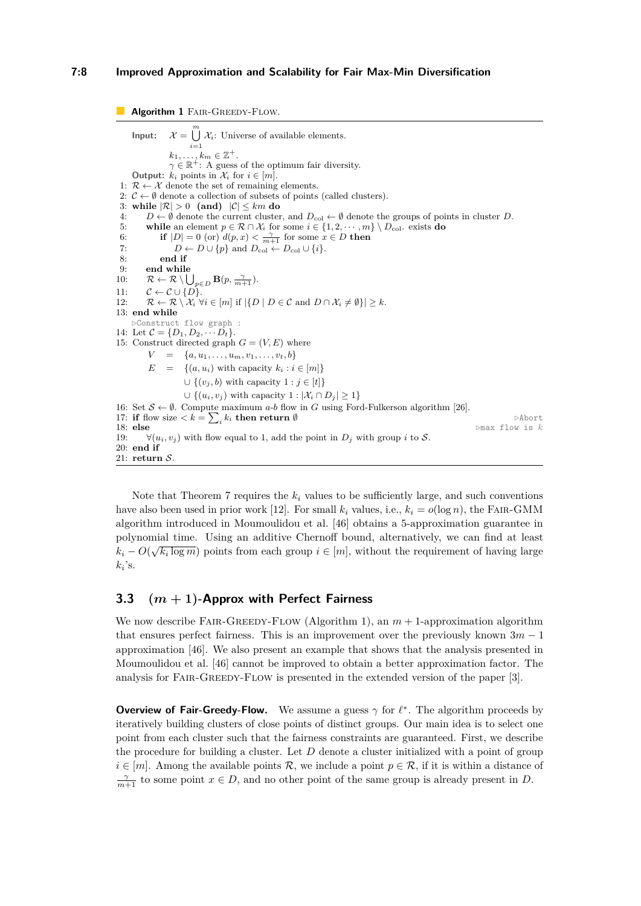**Algorithm 1** FAIR-GREEDY-FLOW.

```
Input:   X = ⋃_{i=1}^{m} X_i: Universe of available elements.
         k_1, ..., k_m ∈ Z^+.
         γ ∈ R^+: A guess of the optimum fair diversity.
Output: k_i points in X_i for i ∈ [m].
1: R ← X denote the set of remaining elements.
2: C ← ∅ denote a collection of subsets of points (called clusters).
3: while |R| > 0 (and) |C| ≤ km do
4:     D ← ∅ denote the current cluster, and D_col ← ∅ denote the groups of points in cluster D.
5:     while an element p ∈ R ∩ X_i for some i ∈ {1, 2, ..., m} \ D_col. exists do
6:         if |D| = 0 (or) d(p, x) < γ/(m+1) for some x ∈ D then
7:             D ← D ∪ {p} and D_col ← D_col ∪ {i}.
8:         end if
9:     end while
10:    R ← R \ ⋃_{p∈D} B(p, γ/(m+1)).
11:    C ← C ∪ {D}.
12:    R ← R \ X_i ∀i ∈ [m] if |{D | D ∈ C and D ∩ X_i ≠ ∅}| ≥ k.
13: end while
   ▷Construct flow graph :
14: Let C = {D_1, D_2, ··· D_t}.
15: Construct directed graph G = (V, E) where
       V = {a, u_1, ..., u_m, v_1, ..., v_t, b}
       E = {(a, u_i) with capacity k_i : i ∈ [m]}
           ∪ {(v_j, b) with capacity 1 : j ∈ [t]}
           ∪ {(u_i, v_j) with capacity 1 : |X_i ∩ D_j| ≥ 1}
16: Set S ← ∅. Compute maximum a-b flow in G using Ford-Fulkerson algorithm [26].
17: if flow size < k = Σ_i k_i then return ∅                                   ▷Abort
18: else                                                                        ▷max flow is k
19:     ∀(u_i, v_j) with flow equal to 1, add the point in D_j with group i to S.
20: end if
21: return S.
```

Note that Theorem 7 requires the $k_i$ values to be sufficiently large, and such conventions have also been used in prior work [12]. For small $k_i$ values, i.e., $k_i = o(\log n)$, the FAIR-GMM algorithm introduced in Moumoulidou et al. [46] obtains a 5-approximation guarantee in polynomial time. Using an additive Chernoff bound, alternatively, we can find at least $k_i - O(\sqrt{k_i \log m})$ points from each group $i \in [m]$, without the requirement of having large $k_i$'s.

## 3.3 $(m+1)$-Approx with Perfect Fairness

We now describe FAIR-GREEDY-FLOW (Algorithm 1), an $m+1$-approximation algorithm that ensures perfect fairness. This is an improvement over the previously known $3m-1$ approximation [46]. We also present an example that shows that the analysis presented in Moumoulidou et al. [46] cannot be improved to obtain a better approximation factor. The analysis for FAIR-GREEDY-FLOW is presented in the extended version of the paper [3].

**Overview of Fair-Greedy-Flow.** We assume a guess $\gamma$ for $\ell^*$. The algorithm proceeds by iteratively building clusters of close points of distinct groups. Our main idea is to select one point from each cluster such that the fairness constraints are guaranteed. First, we describe the procedure for building a cluster. Let $D$ denote a cluster initialized with a point of group $i \in [m]$. Among the available points $\mathcal{R}$, we include a point $p \in \mathcal{R}$, if it is within a distance of $\frac{\gamma}{m+1}$ to some point $x \in D$, and no other point of the same group is already present in $D$.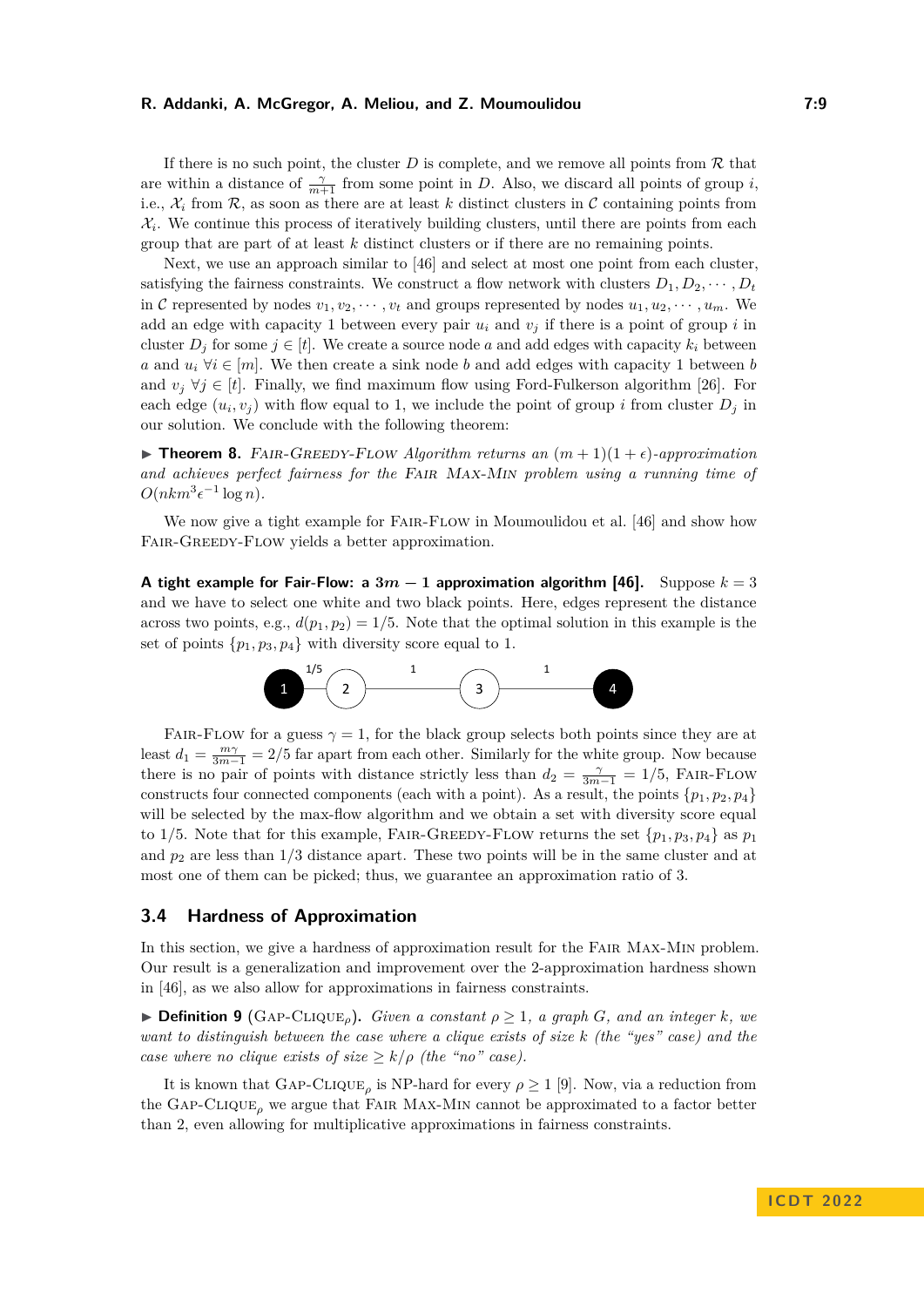If there is no such point, the cluster $D$ is complete, and we remove all points from $\mathcal{R}$ that are within a distance of $\frac{\gamma}{m+1}$ from some point in $D$. Also, we discard all points of group $i$, i.e., $\mathcal{X}_i$ from $\mathcal{R}$, as soon as there are at least $k$ distinct clusters in $\mathcal{C}$ containing points from $\mathcal{X}_i$. We continue this process of iteratively building clusters, until there are points from each group that are part of at least $k$ distinct clusters or if there are no remaining points.

Next, we use an approach similar to [46] and select at most one point from each cluster, satisfying the fairness constraints. We construct a flow network with clusters $D_1, D_2, \cdots, D_t$ in $\mathcal{C}$ represented by nodes $v_1, v_2, \cdots, v_t$ and groups represented by nodes $u_1, u_2, \cdots, u_m$. We add an edge with capacity 1 between every pair $u_i$ and $v_j$ if there is a point of group $i$ in cluster $D_j$ for some $j \in [t]$. We create a source node $a$ and add edges with capacity $k_i$ between $a$ and $u_i$ $\forall i \in [m]$. We then create a sink node $b$ and add edges with capacity 1 between $b$ and $v_j$ $\forall j \in [t]$. Finally, we find maximum flow using Ford-Fulkerson algorithm [26]. For each edge $(u_i, v_j)$ with flow equal to 1, we include the point of group $i$ from cluster $D_j$ in our solution. We conclude with the following theorem:

▶ **Theorem 8.** *Fair-Greedy-Flow Algorithm returns an $(m+1)(1+\epsilon)$-approximation and achieves perfect fairness for the Fair Max-Min problem using a running time of $O(nkm^3\epsilon^{-1}\log n)$.*

We now give a tight example for Fair-Flow in Moumoulidou et al. [46] and show how Fair-Greedy-Flow yields a better approximation.

**A tight example for Fair-Flow: a $3m-1$ approximation algorithm [46].** Suppose $k = 3$ and we have to select one white and two black points. Here, edges represent the distance across two points, e.g., $d(p_1, p_2) = 1/5$. Note that the optimal solution in this example is the set of points $\{p_1, p_3, p_4\}$ with diversity score equal to 1.

Fair-Flow for a guess $\gamma = 1$, for the black group selects both points since they are at least $d_1 = \frac{m\gamma}{3m-1} = 2/5$ far apart from each other. Similarly for the white group. Now because there is no pair of points with distance strictly less than $d_2 = \frac{\gamma}{3m-1} = 1/5$, Fair-Flow constructs four connected components (each with a point). As a result, the points $\{p_1, p_2, p_4\}$ will be selected by the max-flow algorithm and we obtain a set with diversity score equal to $1/5$. Note that for this example, Fair-Greedy-Flow returns the set $\{p_1, p_3, p_4\}$ as $p_1$ and $p_2$ are less than $1/3$ distance apart. These two points will be in the same cluster and at most one of them can be picked; thus, we guarantee an approximation ratio of 3.

## 3.4 Hardness of Approximation

In this section, we give a hardness of approximation result for the Fair Max-Min problem. Our result is a generalization and improvement over the 2-approximation hardness shown in [46], as we also allow for approximations in fairness constraints.

▶ **Definition 9** (Gap-Clique$_\rho$). *Given a constant $\rho \geq 1$, a graph $G$, and an integer $k$, we want to distinguish between the case where a clique exists of size $k$ (the "yes" case) and the case where no clique exists of size $\geq k/\rho$ (the "no" case).*

It is known that Gap-Clique$_\rho$ is NP-hard for every $\rho \geq 1$ [9]. Now, via a reduction from the Gap-Clique$_\rho$ we argue that Fair Max-Min cannot be approximated to a factor better than 2, even allowing for multiplicative approximations in fairness constraints.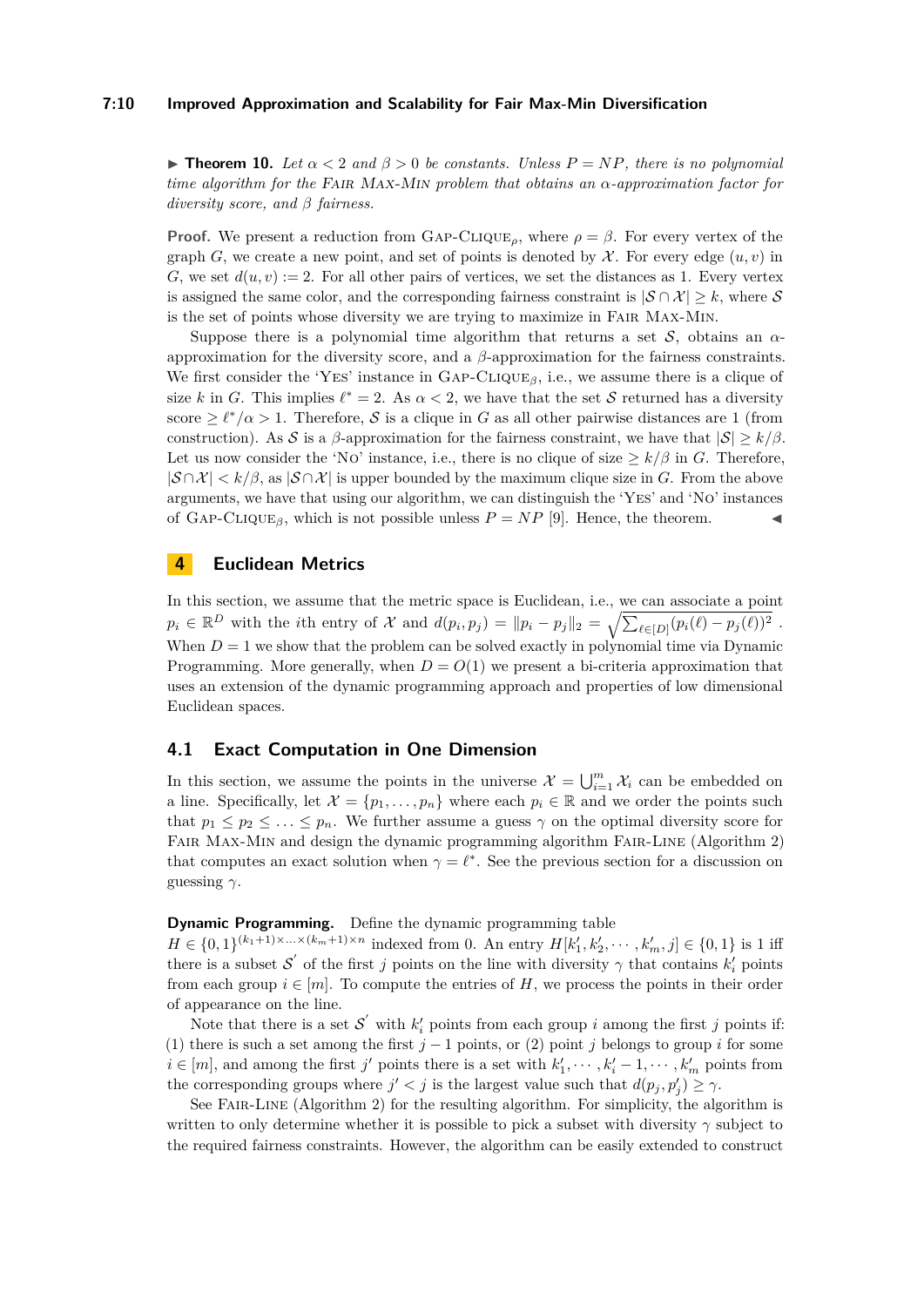▶ **Theorem 10.** *Let $\alpha < 2$ and $\beta > 0$ be constants. Unless $P = NP$, there is no polynomial time algorithm for the* Fair Max-Min *problem that obtains an $\alpha$-approximation factor for diversity score, and $\beta$ fairness.*

**Proof.** We present a reduction from Gap-Clique$_\rho$, where $\rho = \beta$. For every vertex of the graph $G$, we create a new point, and set of points is denoted by $\mathcal{X}$. For every edge $(u, v)$ in $G$, we set $d(u, v) := 2$. For all other pairs of vertices, we set the distances as 1. Every vertex is assigned the same color, and the corresponding fairness constraint is $|\mathcal{S} \cap \mathcal{X}| \geq k$, where $\mathcal{S}$ is the set of points whose diversity we are trying to maximize in Fair Max-Min.

Suppose there is a polynomial time algorithm that returns a set $\mathcal{S}$, obtains an $\alpha$-approximation for the diversity score, and a $\beta$-approximation for the fairness constraints. We first consider the 'Yes' instance in Gap-Clique$_\beta$, i.e., we assume there is a clique of size $k$ in $G$. This implies $\ell^* = 2$. As $\alpha < 2$, we have that the set $\mathcal{S}$ returned has a diversity score $\geq \ell^*/\alpha > 1$. Therefore, $\mathcal{S}$ is a clique in $G$ as all other pairwise distances are 1 (from construction). As $\mathcal{S}$ is a $\beta$-approximation for the fairness constraint, we have that $|\mathcal{S}| \geq k/\beta$. Let us now consider the 'No' instance, i.e., there is no clique of size $\geq k/\beta$ in $G$. Therefore, $|\mathcal{S} \cap \mathcal{X}| < k/\beta$, as $|\mathcal{S} \cap \mathcal{X}|$ is upper bounded by the maximum clique size in $G$. From the above arguments, we have that using our algorithm, we can distinguish the 'Yes' and 'No' instances of Gap-Clique$_\beta$, which is not possible unless $P = NP$ [9]. Hence, the theorem. ◀

## 4 Euclidean Metrics

In this section, we assume that the metric space is Euclidean, i.e., we can associate a point $p_i \in \mathbb{R}^D$ with the $i$th entry of $\mathcal{X}$ and $d(p_i, p_j) = \|p_i - p_j\|_2 = \sqrt{\sum_{\ell \in [D]} (p_i(\ell) - p_j(\ell))^2}$ . When $D = 1$ we show that the problem can be solved exactly in polynomial time via Dynamic Programming. More generally, when $D = O(1)$ we present a bi-criteria approximation that uses an extension of the dynamic programming approach and properties of low dimensional Euclidean spaces.

### 4.1 Exact Computation in One Dimension

In this section, we assume the points in the universe $\mathcal{X} = \bigcup_{i=1}^{m} \mathcal{X}_i$ can be embedded on a line. Specifically, let $\mathcal{X} = \{p_1, \ldots, p_n\}$ where each $p_i \in \mathbb{R}$ and we order the points such that $p_1 \leq p_2 \leq \ldots \leq p_n$. We further assume a guess $\gamma$ on the optimal diversity score for Fair Max-Min and design the dynamic programming algorithm Fair-Line (Algorithm 2) that computes an exact solution when $\gamma = \ell^*$. See the previous section for a discussion on guessing $\gamma$.

**Dynamic Programming.** Define the dynamic programming table $H \in \{0, 1\}^{(k_1+1) \times \ldots \times (k_m+1) \times n}$ indexed from 0. An entry $H[k'_1, k'_2, \cdots, k'_m, j] \in \{0, 1\}$ is 1 iff there is a subset $\mathcal{S}'$ of the first $j$ points on the line with diversity $\gamma$ that contains $k'_i$ points from each group $i \in [m]$. To compute the entries of $H$, we process the points in their order of appearance on the line.

Note that there is a set $\mathcal{S}'$ with $k'_i$ points from each group $i$ among the first $j$ points if: (1) there is such a set among the first $j - 1$ points, or (2) point $j$ belongs to group $i$ for some $i \in [m]$, and among the first $j'$ points there is a set with $k'_1, \cdots, k'_i - 1, \cdots, k'_m$ points from the corresponding groups where $j' < j$ is the largest value such that $d(p_j, p'_j) \geq \gamma$.

See Fair-Line (Algorithm 2) for the resulting algorithm. For simplicity, the algorithm is written to only determine whether it is possible to pick a subset with diversity $\gamma$ subject to the required fairness constraints. However, the algorithm can be easily extended to construct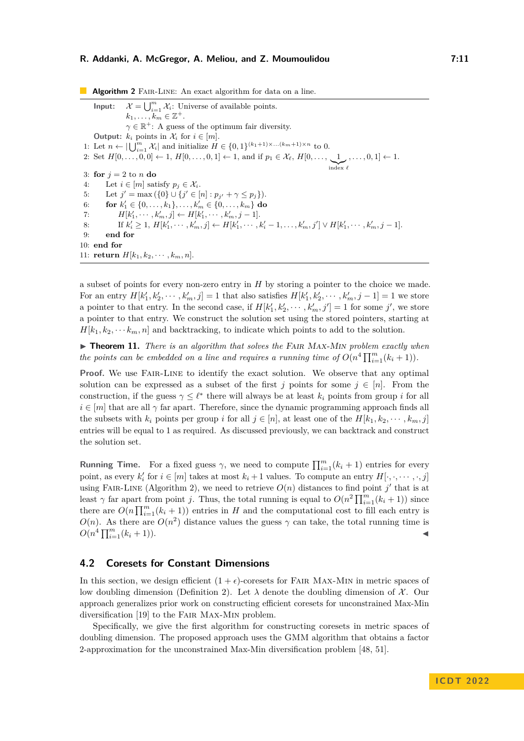**Algorithm 2** FAIR-LINE: An exact algorithm for data on a line.

**Input:** $\mathcal{X} = \bigcup_{i=1}^{m} \mathcal{X}_i$: Universe of available points.
$k_1, \ldots, k_m \in \mathbb{Z}^+$.
$\gamma \in \mathbb{R}^+$: A guess of the optimum fair diversity.

**Output:** $k_i$ points in $\mathcal{X}_i$ for $i \in [m]$.

```
1: Let n ← |⋃_{i=1}^m X_i| and initialize H ∈ {0,1}^{(k_1+1)×…(k_m+1)×n} to 0.
2: Set H[0,…,0,0] ← 1, H[0,…,0,1] ← 1, and if p_1 ∈ X_ℓ, H[0,…, 1 (index ℓ),…,0,1] ← 1.
3: for j = 2 to n do
4:     Let i ∈ [m] satisfy p_j ∈ X_i.
5:     Let j' = max({0} ∪ {j' ∈ [n] : p_{j'} + γ ≤ p_j}).
6:     for k'_1 ∈ {0,…,k_1},…,k'_m ∈ {0,…,k_m} do
7:         H[k'_1,⋯,k'_m,j] ← H[k'_1,⋯,k'_m,j−1].
8:         If k'_i ≥ 1, H[k'_1,⋯,k'_m,j] ← H[k'_1,⋯,k'_i−1,…,k'_m,j'] ∨ H[k'_1,⋯,k'_m,j−1].
9:     end for
10: end for
11: return H[k_1,k_2,⋯,k_m,n].
```

a subset of points for every non-zero entry in $H$ by storing a pointer to the choice we made. For an entry $H[k'_1, k'_2, \cdots, k'_m, j] = 1$ that also satisfies $H[k'_1, k'_2, \cdots, k'_m, j-1] = 1$ we store a pointer to that entry. In the second case, if $H[k'_1, k'_2, \cdots, k'_m, j'] = 1$ for some $j'$, we store a pointer to that entry. We construct the solution set using the stored pointers, starting at $H[k_1, k_2, \cdots k_m, n]$ and backtracking, to indicate which points to add to the solution.

▶ **Theorem 11.** *There is an algorithm that solves the* FAIR MAX-MIN *problem exactly when the points can be embedded on a line and requires a running time of* $O(n^4 \prod_{i=1}^{m}(k_i + 1))$.

**Proof.** We use FAIR-LINE to identify the exact solution. We observe that any optimal solution can be expressed as a subset of the first $j$ points for some $j \in [n]$. From the construction, if the guess $\gamma \le \ell^*$ there will always be at least $k_i$ points from group $i$ for all $i \in [m]$ that are all $\gamma$ far apart. Therefore, since the dynamic programming approach finds all the subsets with $k_i$ points per group $i$ for all $j \in [n]$, at least one of the $H[k_1, k_2, \cdots, k_m, j]$ entries will be equal to 1 as required. As discussed previously, we can backtrack and construct the solution set.

**Running Time.** For a fixed guess $\gamma$, we need to compute $\prod_{i=1}^{m}(k_i + 1)$ entries for every point, as every $k'_i$ for $i \in [m]$ takes at most $k_i + 1$ values. To compute an entry $H[\cdot, \cdot, \cdots, \cdot, j]$ using FAIR-LINE (Algorithm 2), we need to retrieve $O(n)$ distances to find point $j'$ that is at least $\gamma$ far apart from point $j$. Thus, the total running is equal to $O(n^2 \prod_{i=1}^{m}(k_i + 1))$ since there are $O(n \prod_{i=1}^{m}(k_i + 1))$ entries in $H$ and the computational cost to fill each entry is $O(n)$. As there are $O(n^2)$ distance values the guess $\gamma$ can take, the total running time is $O(n^4 \prod_{i=1}^{m}(k_i + 1))$. ◀

## 4.2 Coresets for Constant Dimensions

In this section, we design efficient $(1 + \epsilon)$-coresets for FAIR MAX-MIN in metric spaces of low doubling dimension (Definition 2). Let $\lambda$ denote the doubling dimension of $\mathcal{X}$. Our approach generalizes prior work on constructing efficient coresets for unconstrained Max-Min diversification [19] to the FAIR MAX-MIN problem.

Specifically, we give the first algorithm for constructing coresets in metric spaces of doubling dimension. The proposed approach uses the GMM algorithm that obtains a factor 2-approximation for the unconstrained Max-Min diversification problem [48, 51].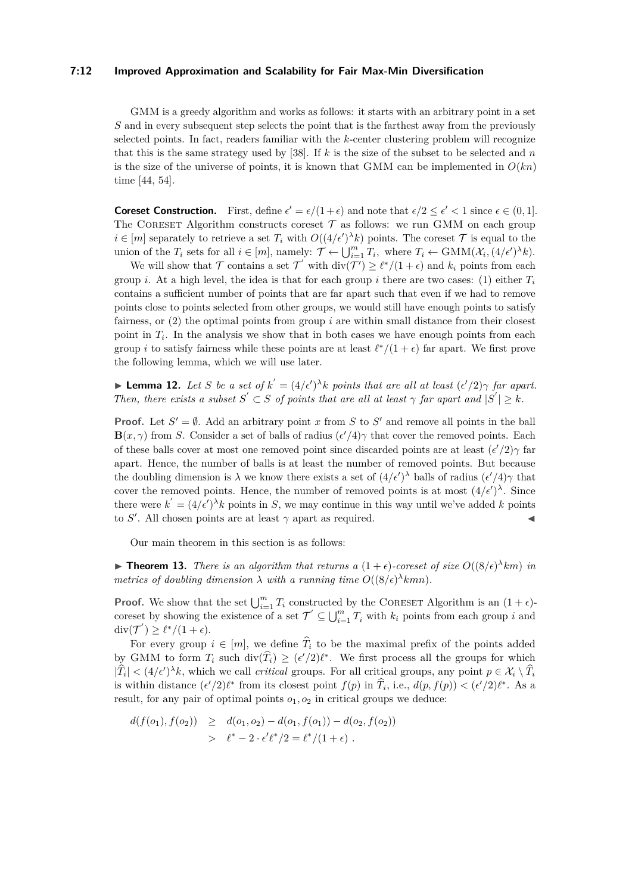GMM is a greedy algorithm and works as follows: it starts with an arbitrary point in a set $S$ and in every subsequent step selects the point that is the farthest away from the previously selected points. In fact, readers familiar with the $k$-center clustering problem will recognize that this is the same strategy used by [38]. If $k$ is the size of the subset to be selected and $n$ is the size of the universe of points, it is known that GMM can be implemented in $O(kn)$ time [44, 54].

**Coreset Construction.** First, define $\epsilon' = \epsilon/(1+\epsilon)$ and note that $\epsilon/2 \leq \epsilon' < 1$ since $\epsilon \in (0, 1]$. The Coreset Algorithm constructs coreset $\mathcal{T}$ as follows: we run GMM on each group $i \in [m]$ separately to retrieve a set $T_i$ with $O((4/\epsilon')^\lambda k)$ points. The coreset $\mathcal{T}$ is equal to the union of the $T_i$ sets for all $i \in [m]$, namely: $\mathcal{T} \leftarrow \bigcup_{i=1}^m T_i$, where $T_i \leftarrow \text{GMM}(\mathcal{X}_i, (4/\epsilon')^\lambda k)$.

We will show that $\mathcal{T}$ contains a set $\mathcal{T}'$ with $\text{div}(\mathcal{T}') \geq \ell^*/(1+\epsilon)$ and $k_i$ points from each group $i$. At a high level, the idea is that for each group $i$ there are two cases: (1) either $T_i$ contains a sufficient number of points that are far apart such that even if we had to remove points close to points selected from other groups, we would still have enough points to satisfy fairness, or (2) the optimal points from group $i$ are within small distance from their closest point in $T_i$. In the analysis we show that in both cases we have enough points from each group $i$ to satisfy fairness while these points are at least $\ell^*/(1+\epsilon)$ far apart. We first prove the following lemma, which we will use later.

▶ **Lemma 12.** *Let $S$ be a set of $k' = (4/\epsilon')^\lambda k$ points that are all at least $(\epsilon'/2)\gamma$ far apart. Then, there exists a subset $S' \subset S$ of points that are all at least $\gamma$ far apart and $|S'| \geq k$.*

**Proof.** Let $S' = \emptyset$. Add an arbitrary point $x$ from $S$ to $S'$ and remove all points in the ball $\mathbf{B}(x, \gamma)$ from $S$. Consider a set of balls of radius $(\epsilon'/4)\gamma$ that cover the removed points. Each of these balls cover at most one removed point since discarded points are at least $(\epsilon'/2)\gamma$ far apart. Hence, the number of balls is at least the number of removed points. But because the doubling dimension is $\lambda$ we know there exists a set of $(4/\epsilon')^\lambda$ balls of radius $(\epsilon'/4)\gamma$ that cover the removed points. Hence, the number of removed points is at most $(4/\epsilon')^\lambda$. Since there were $k' = (4/\epsilon')^\lambda k$ points in $S$, we may continue in this way until we've added $k$ points to $S'$. All chosen points are at least $\gamma$ apart as required. ◀

Our main theorem in this section is as follows:

▶ **Theorem 13.** *There is an algorithm that returns a $(1+\epsilon)$-coreset of size $O((8/\epsilon)^\lambda km)$ in metrics of doubling dimension $\lambda$ with a running time $O((8/\epsilon)^\lambda kmn)$.*

**Proof.** We show that the set $\bigcup_{i=1}^m T_i$ constructed by the Coreset Algorithm is an $(1+\epsilon)$-coreset by showing the existence of a set $\mathcal{T}' \subseteq \bigcup_{i=1}^m T_i$ with $k_i$ points from each group $i$ and $\text{div}(\mathcal{T}') \geq \ell^*/(1+\epsilon)$.

For every group $i \in [m]$, we define $\widehat{T}_i$ to be the maximal prefix of the points added by GMM to form $T_i$ such $\text{div}(\widehat{T}_i) \geq (\epsilon'/2)\ell^*$. We first process all the groups for which $|\widehat{T}_i| < (4/\epsilon')^\lambda k$, which we call *critical* groups. For all critical groups, any point $p \in \mathcal{X}_i \setminus \widehat{T}_i$ is within distance $(\epsilon'/2)\ell^*$ from its closest point $f(p)$ in $\widehat{T}_i$, i.e., $d(p, f(p)) < (\epsilon'/2)\ell^*$. As a result, for any pair of optimal points $o_1, o_2$ in critical groups we deduce:

$$\begin{aligned} d(f(o_1), f(o_2)) &\geq d(o_1, o_2) - d(o_1, f(o_1)) - d(o_2, f(o_2)) \\ &> \ell^* - 2 \cdot \epsilon'\ell^*/2 = \ell^*/(1+\epsilon) \ . \end{aligned}$$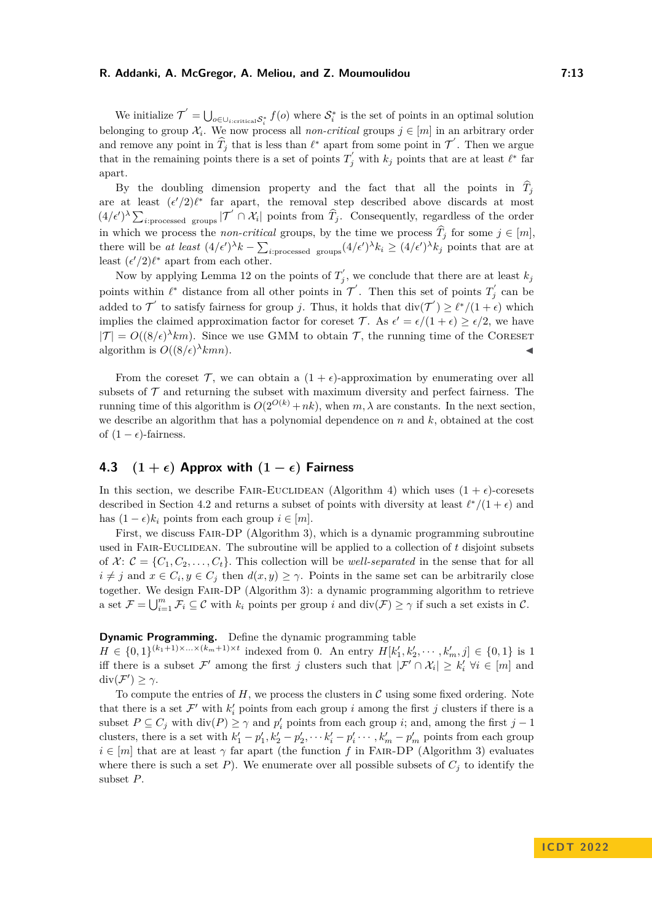We initialize $\mathcal{T}^{'} = \bigcup_{o \in \cup_{i:\text{critical}} \mathcal{S}_i^*} f(o)$ where $\mathcal{S}_i^*$ is the set of points in an optimal solution belonging to group $\mathcal{X}_i$. We now process all *non-critical* groups $j \in [m]$ in an arbitrary order and remove any point in $\widehat{T}_j$ that is less than $\ell^*$ apart from some point in $\mathcal{T}^{'}$. Then we argue that in the remaining points there is a set of points $T_j^{'}$ with $k_j$ points that are at least $\ell^*$ far apart.

By the doubling dimension property and the fact that all the points in $\widehat{T}_j$ are at least $(\epsilon'/2)\ell^*$ far apart, the removal step described above discards at most $(4/\epsilon')^\lambda \sum_{i:\text{processed groups}} |\mathcal{T}^{'} \cap \mathcal{X}_i|$ points from $\widehat{T}_j$. Consequently, regardless of the order in which we process the *non-critical* groups, by the time we process $\widehat{T}_j$ for some $j \in [m]$, there will be *at least* $(4/\epsilon')^\lambda k - \sum_{i:\text{processed groups}} (4/\epsilon')^\lambda k_i \geq (4/\epsilon')^\lambda k_j$ points that are at least $(\epsilon'/2)\ell^*$ apart from each other.

Now by applying Lemma 12 on the points of $T_j^{'}$, we conclude that there are at least $k_j$ points within $\ell^*$ distance from all other points in $\mathcal{T}^{'}$. Then this set of points $T_j^{'}$ can be added to $\mathcal{T}^{'}$ to satisfy fairness for group $j$. Thus, it holds that $\text{div}(\mathcal{T}^{'}) \geq \ell^*/(1+\epsilon)$ which implies the claimed approximation factor for coreset $\mathcal{T}$. As $\epsilon' = \epsilon/(1+\epsilon) \geq \epsilon/2$, we have $|\mathcal{T}| = O((8/\epsilon)^\lambda km)$. Since we use GMM to obtain $\mathcal{T}$, the running time of the Coreset algorithm is $O((8/\epsilon)^\lambda kmn)$. ◀

From the coreset $\mathcal{T}$, we can obtain a $(1+\epsilon)$-approximation by enumerating over all subsets of $\mathcal{T}$ and returning the subset with maximum diversity and perfect fairness. The running time of this algorithm is $O(2^{O(k)} + nk)$, when $m, \lambda$ are constants. In the next section, we describe an algorithm that has a polynomial dependence on $n$ and $k$, obtained at the cost of $(1-\epsilon)$-fairness.

### 4.3 $(1+\epsilon)$ Approx with $(1-\epsilon)$ Fairness

In this section, we describe Fair-Euclidean (Algorithm 4) which uses $(1+\epsilon)$-coresets described in Section 4.2 and returns a subset of points with diversity at least $\ell^*/(1+\epsilon)$ and has $(1-\epsilon)k_i$ points from each group $i \in [m]$.

First, we discuss Fair-DP (Algorithm 3), which is a dynamic programming subroutine used in Fair-Euclidean. The subroutine will be applied to a collection of $t$ disjoint subsets of $\mathcal{X}$: $\mathcal{C} = \{C_1, C_2, \ldots, C_t\}$. This collection will be *well-separated* in the sense that for all $i \neq j$ and $x \in C_i, y \in C_j$ then $d(x,y) \geq \gamma$. Points in the same set can be arbitrarily close together. We design Fair-DP (Algorithm 3): a dynamic programming algorithm to retrieve a set $\mathcal{F} = \bigcup_{i=1}^m \mathcal{F}_i \subseteq \mathcal{C}$ with $k_i$ points per group $i$ and $\text{div}(\mathcal{F}) \geq \gamma$ if such a set exists in $\mathcal{C}$.

**Dynamic Programming.** Define the dynamic programming table $H \in \{0,1\}^{(k_1+1)\times \ldots \times (k_m+1)\times t}$ indexed from 0. An entry $H[k_1', k_2', \cdots, k_m', j] \in \{0,1\}$ is 1 iff there is a subset $\mathcal{F}'$ among the first $j$ clusters such that $|\mathcal{F}' \cap \mathcal{X}_i| \geq k_i'$ $\forall i \in [m]$ and $\text{div}(\mathcal{F}') \geq \gamma$.

To compute the entries of $H$, we process the clusters in $\mathcal{C}$ using some fixed ordering. Note that there is a set $\mathcal{F}'$ with $k_i'$ points from each group $i$ among the first $j$ clusters if there is a subset $P \subseteq C_j$ with $\text{div}(P) \geq \gamma$ and $p_i'$ points from each group $i$; and, among the first $j-1$ clusters, there is a set with $k_1' - p_1', k_2' - p_2', \cdots k_i' - p_i' \cdots, k_m' - p_m'$ points from each group $i \in [m]$ that are at least $\gamma$ far apart (the function $f$ in Fair-DP (Algorithm 3) evaluates where there is such a set $P$). We enumerate over all possible subsets of $C_j$ to identify the subset $P$.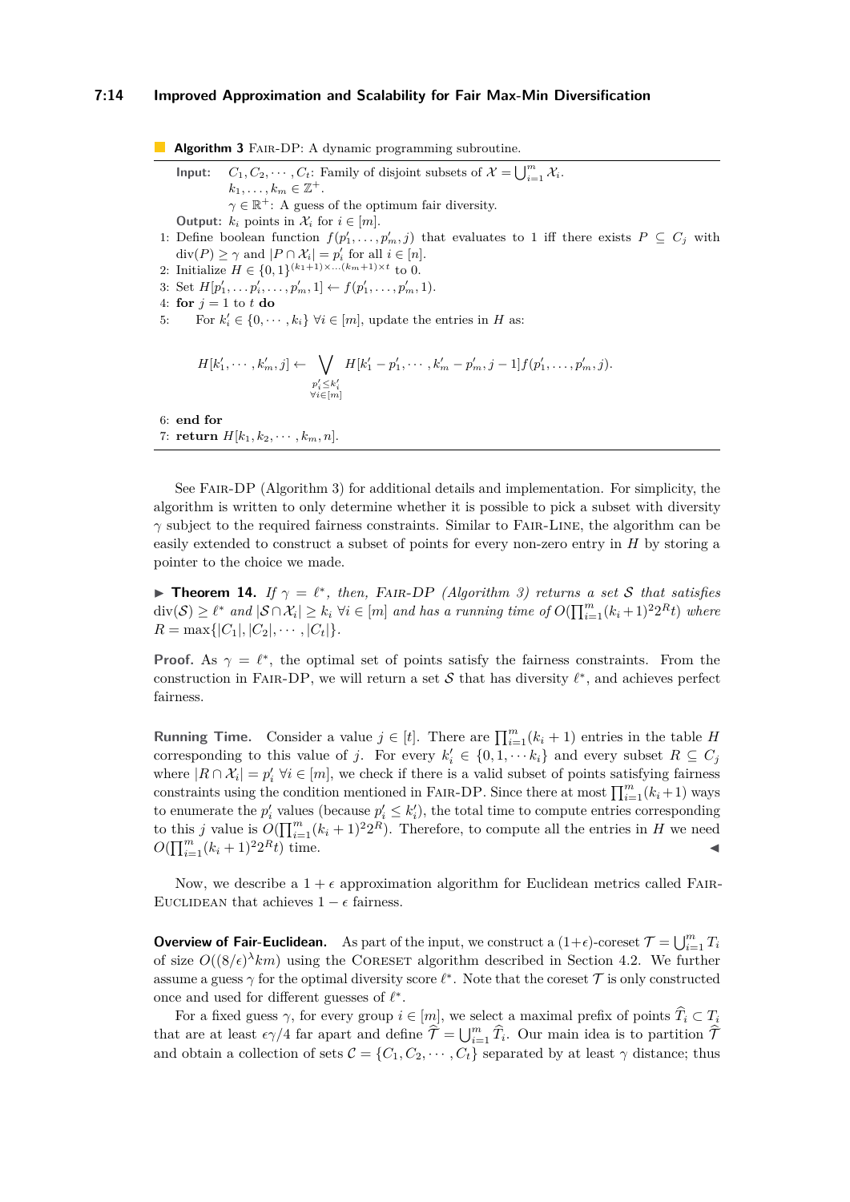**Algorithm 3** FAIR-DP: A dynamic programming subroutine.

**Input:** $C_1, C_2, \cdots, C_t$: Family of disjoint subsets of $\mathcal{X} = \bigcup_{i=1}^{m} \mathcal{X}_i$.
$k_1, \ldots, k_m \in \mathbb{Z}^+$.
$\gamma \in \mathbb{R}^+$: A guess of the optimum fair diversity.
**Output:** $k_i$ points in $\mathcal{X}_i$ for $i \in [m]$.

1: Define boolean function $f(p'_1, \ldots, p'_m, j)$ that evaluates to 1 iff there exists $P \subseteq C_j$ with $\text{div}(P) \geq \gamma$ and $|P \cap \mathcal{X}_i| = p'_i$ for all $i \in [n]$.
2: Initialize $H \in \{0,1\}^{(k_1+1)\times \ldots (k_m+1)\times t}$ to 0.
3: Set $H[p'_1, \ldots p'_i, \ldots, p'_m, 1] \leftarrow f(p'_1, \ldots, p'_m, 1)$.
4: **for** $j = 1$ to $t$ **do**
5: For $k'_i \in \{0, \cdots, k_i\}$ $\forall i \in [m]$, update the entries in $H$ as:

$$H[k'_1, \cdots, k'_m, j] \leftarrow \bigvee_{\substack{p'_i \leq k'_i \\ \forall i \in [m]}} H[k'_1 - p'_1, \cdots, k'_m - p'_m, j-1] f(p'_1, \ldots, p'_m, j).$$

6: **end for**
7: **return** $H[k_1, k_2, \cdots, k_m, n]$.

See FAIR-DP (Algorithm 3) for additional details and implementation. For simplicity, the algorithm is written to only determine whether it is possible to pick a subset with diversity $\gamma$ subject to the required fairness constraints. Similar to FAIR-LINE, the algorithm can be easily extended to construct a subset of points for every non-zero entry in $H$ by storing a pointer to the choice we made.

▶ **Theorem 14.** *If $\gamma = \ell^*$, then, FAIR-DP (Algorithm 3) returns a set $\mathcal{S}$ that satisfies $\text{div}(\mathcal{S}) \geq \ell^*$ and $|\mathcal{S} \cap \mathcal{X}_i| \geq k_i$ $\forall i \in [m]$ and has a running time of $O(\prod_{i=1}^{m}(k_i+1)^2 2^R t)$ where $R = \max\{|C_1|, |C_2|, \cdots, |C_t|\}$.*

**Proof.** As $\gamma = \ell^*$, the optimal set of points satisfy the fairness constraints. From the construction in FAIR-DP, we will return a set $\mathcal{S}$ that has diversity $\ell^*$, and achieves perfect fairness.

**Running Time.** Consider a value $j \in [t]$. There are $\prod_{i=1}^{m}(k_i+1)$ entries in the table $H$ corresponding to this value of $j$. For every $k'_i \in \{0, 1, \cdots k_i\}$ and every subset $R \subseteq C_j$ where $|R \cap \mathcal{X}_i| = p'_i$ $\forall i \in [m]$, we check if there is a valid subset of points satisfying fairness constraints using the condition mentioned in FAIR-DP. Since there at most $\prod_{i=1}^{m}(k_i+1)$ ways to enumerate the $p'_i$ values (because $p'_i \leq k'_i$), the total time to compute entries corresponding to this $j$ value is $O(\prod_{i=1}^{m}(k_i+1)^2 2^R)$. Therefore, to compute all the entries in $H$ we need $O(\prod_{i=1}^{m}(k_i+1)^2 2^R t)$ time. ◀

Now, we describe a $1+\epsilon$ approximation algorithm for Euclidean metrics called FAIR-EUCLIDEAN that achieves $1-\epsilon$ fairness.

**Overview of Fair-Euclidean.** As part of the input, we construct a $(1+\epsilon)$-coreset $\mathcal{T} = \bigcup_{i=1}^{m} T_i$ of size $O((8/\epsilon)^\lambda km)$ using the CORESET algorithm described in Section 4.2. We further assume a guess $\gamma$ for the optimal diversity score $\ell^*$. Note that the coreset $\mathcal{T}$ is only constructed once and used for different guesses of $\ell^*$.

For a fixed guess $\gamma$, for every group $i \in [m]$, we select a maximal prefix of points $\widehat{T}_i \subset T_i$ that are at least $\epsilon\gamma/4$ far apart and define $\widehat{\mathcal{T}} = \bigcup_{i=1}^{m} \widehat{T}_i$. Our main idea is to partition $\widehat{\mathcal{T}}$ and obtain a collection of sets $\mathcal{C} = \{C_1, C_2, \cdots, C_t\}$ separated by at least $\gamma$ distance; thus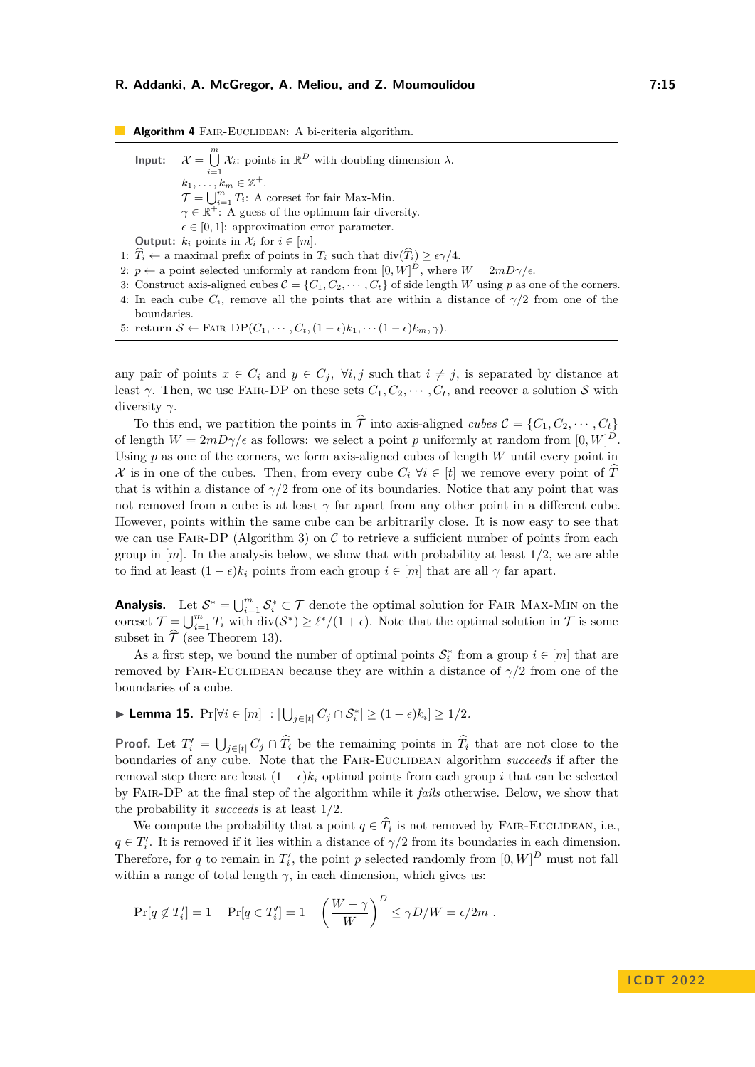**Algorithm 4** Fair-Euclidean: A bi-criteria algorithm.

**Input:** $\mathcal{X} = \bigcup_{i=1}^{m} \mathcal{X}_i$: points in $\mathbb{R}^D$ with doubling dimension $\lambda$.
$k_1, \ldots, k_m \in \mathbb{Z}^+$.
$\mathcal{T} = \bigcup_{i=1}^{m} T_i$: A coreset for fair Max-Min.
$\gamma \in \mathbb{R}^+$: A guess of the optimum fair diversity.
$\epsilon \in [0, 1]$: approximation error parameter.
**Output:** $k_i$ points in $\mathcal{X}_i$ for $i \in [m]$.

1: $\widehat{T}_i \leftarrow$ a maximal prefix of points in $T_i$ such that $\text{div}(\widehat{T}_i) \geq \epsilon\gamma/4$.
2: $p \leftarrow$ a point selected uniformly at random from $[0, W]^D$, where $W = 2mD\gamma/\epsilon$.
3: Construct axis-aligned cubes $\mathcal{C} = \{C_1, C_2, \cdots, C_t\}$ of side length $W$ using $p$ as one of the corners.
4: In each cube $C_i$, remove all the points that are within a distance of $\gamma/2$ from one of the boundaries.
5: **return** $\mathcal{S} \leftarrow$ Fair-DP$(C_1, \cdots, C_t, (1-\epsilon)k_1, \cdots (1-\epsilon)k_m, \gamma)$.

any pair of points $x \in C_i$ and $y \in C_j$, $\forall i, j$ such that $i \neq j$, is separated by distance at least $\gamma$. Then, we use Fair-DP on these sets $C_1, C_2, \cdots, C_t$, and recover a solution $\mathcal{S}$ with diversity $\gamma$.

To this end, we partition the points in $\widehat{\mathcal{T}}$ into axis-aligned *cubes* $\mathcal{C} = \{C_1, C_2, \cdots, C_t\}$ of length $W = 2mD\gamma/\epsilon$ as follows: we select a point $p$ uniformly at random from $[0, W]^D$. Using $p$ as one of the corners, we form axis-aligned cubes of length $W$ until every point in $\mathcal{X}$ is in one of the cubes. Then, from every cube $C_i$ $\forall i \in [t]$ we remove every point of $\widehat{\mathcal{T}}$ that is within a distance of $\gamma/2$ from one of its boundaries. Notice that any point that was not removed from a cube is at least $\gamma$ far apart from any other point in a different cube. However, points within the same cube can be arbitrarily close. It is now easy to see that we can use Fair-DP (Algorithm 3) on $\mathcal{C}$ to retrieve a sufficient number of points from each group in $[m]$. In the analysis below, we show that with probability at least $1/2$, we are able to find at least $(1-\epsilon)k_i$ points from each group $i \in [m]$ that are all $\gamma$ far apart.

**Analysis.** Let $\mathcal{S}^* = \bigcup_{i=1}^{m} \mathcal{S}_i^* \subset \mathcal{T}$ denote the optimal solution for Fair Max-Min on the coreset $\mathcal{T} = \bigcup_{i=1}^{m} T_i$ with $\text{div}(\mathcal{S}^*) \geq \ell^*/(1+\epsilon)$. Note that the optimal solution in $\mathcal{T}$ is some subset in $\widehat{\mathcal{T}}$ (see Theorem 13).

As a first step, we bound the number of optimal points $\mathcal{S}_i^*$ from a group $i \in [m]$ that are removed by Fair-Euclidean because they are within a distance of $\gamma/2$ from one of the boundaries of a cube.

▶ **Lemma 15.** $\Pr[\forall i \in [m] \ : |\bigcup_{j \in [t]} C_j \cap \mathcal{S}_i^*| \geq (1-\epsilon)k_i] \geq 1/2$.

**Proof.** Let $T_i' = \bigcup_{j \in [t]} C_j \cap \widehat{T}_i$ be the remaining points in $\widehat{T}_i$ that are not close to the boundaries of any cube. Note that the Fair-Euclidean algorithm *succeeds* if after the removal step there are least $(1-\epsilon)k_i$ optimal points from each group $i$ that can be selected by Fair-DP at the final step of the algorithm while it *fails* otherwise. Below, we show that the probability it *succeeds* is at least $1/2$.

We compute the probability that a point $q \in \widehat{T}_i$ is not removed by Fair-Euclidean, i.e., $q \in T_i'$. It is removed if it lies within a distance of $\gamma/2$ from its boundaries in each dimension. Therefore, for $q$ to remain in $T_i'$, the point $p$ selected randomly from $[0, W]^D$ must not fall within a range of total length $\gamma$, in each dimension, which gives us:

$$\Pr[q \notin T_i'] = 1 - \Pr[q \in T_i'] = 1 - \left(\frac{W - \gamma}{W}\right)^D \leq \gamma D/W = \epsilon/2m \ .$$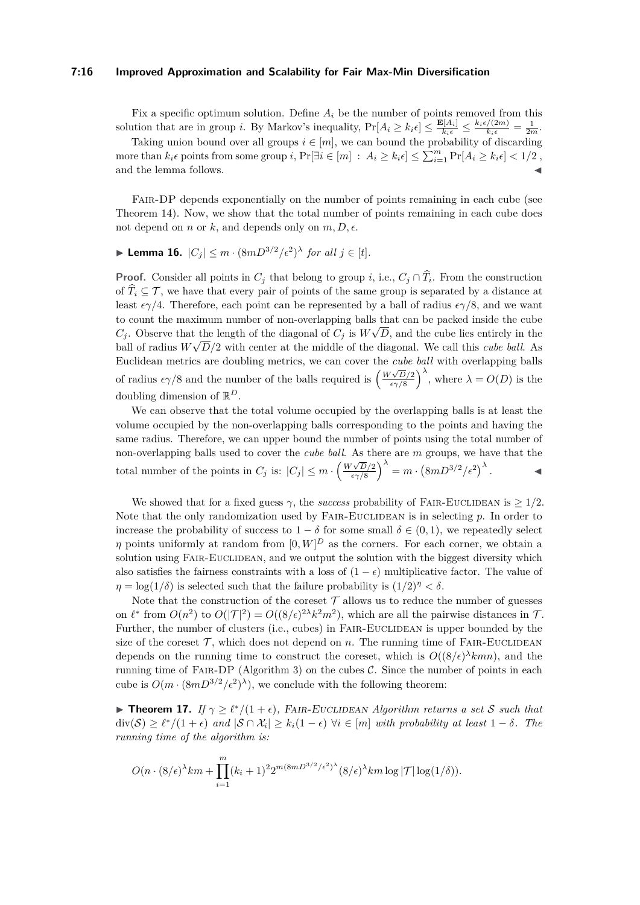Fix a specific optimum solution. Define $A_i$ be the number of points removed from this solution that are in group $i$. By Markov's inequality, $\Pr[A_i \geq k_i\epsilon] \leq \frac{\mathbf{E}[A_i]}{k_i\epsilon} \leq \frac{k_i\epsilon/(2m)}{k_i\epsilon} = \frac{1}{2m}$.

Taking union bound over all groups $i \in [m]$, we can bound the probability of discarding more than $k_i\epsilon$ points from some group $i$, $\Pr[\exists i \in [m] \,:\, A_i \geq k_i\epsilon] \leq \sum_{i=1}^{m} \Pr[A_i \geq k_i\epsilon] < 1/2$, and the lemma follows. ◀

Fair-DP depends exponentially on the number of points remaining in each cube (see Theorem 14). Now, we show that the total number of points remaining in each cube does not depend on $n$ or $k$, and depends only on $m, D, \epsilon$.

▶ **Lemma 16.** $|C_j| \leq m \cdot (8mD^{3/2}/\epsilon^2)^\lambda$ *for all* $j \in [t]$.

**Proof.** Consider all points in $C_j$ that belong to group $i$, i.e., $C_j \cap \widehat{T}_i$. From the construction of $\widehat{T}_i \subseteq \mathcal{T}$, we have that every pair of points of the same group is separated by a distance at least $\epsilon\gamma/4$. Therefore, each point can be represented by a ball of radius $\epsilon\gamma/8$, and we want to count the maximum number of non-overlapping balls that can be packed inside the cube $C_j$. Observe that the length of the diagonal of $C_j$ is $W\sqrt{D}$, and the cube lies entirely in the ball of radius $W\sqrt{D}/2$ with center at the middle of the diagonal. We call this *cube ball*. As Euclidean metrics are doubling metrics, we can cover the *cube ball* with overlapping balls of radius $\epsilon\gamma/8$ and the number of the balls required is $\left(\frac{W\sqrt{D}/2}{\epsilon\gamma/8}\right)^\lambda$, where $\lambda = O(D)$ is the doubling dimension of $\mathbb{R}^D$.

We can observe that the total volume occupied by the overlapping balls is at least the volume occupied by the non-overlapping balls corresponding to the points and having the same radius. Therefore, we can upper bound the number of points using the total number of non-overlapping balls used to cover the *cube ball*. As there are $m$ groups, we have that the total number of the points in $C_j$ is: $|C_j| \leq m \cdot \left(\frac{W\sqrt{D}/2}{\epsilon\gamma/8}\right)^\lambda = m \cdot \left(8mD^{3/2}/\epsilon^2\right)^\lambda$. ◀

We showed that for a fixed guess $\gamma$, the *success* probability of Fair-Euclidean is $\geq 1/2$. Note that the only randomization used by Fair-Euclidean is in selecting $p$. In order to increase the probability of success to $1-\delta$ for some small $\delta \in (0,1)$, we repeatedly select $\eta$ points uniformly at random from $[0,W]^D$ as the corners. For each corner, we obtain a solution using Fair-Euclidean, and we output the solution with the biggest diversity which also satisfies the fairness constraints with a loss of $(1-\epsilon)$ multiplicative factor. The value of $\eta = \log(1/\delta)$ is selected such that the failure probability is $(1/2)^\eta < \delta$.

Note that the construction of the coreset $\mathcal{T}$ allows us to reduce the number of guesses on $\ell^*$ from $O(n^2)$ to $O(|\mathcal{T}|^2) = O((8/\epsilon)^{2\lambda}k^2m^2)$, which are all the pairwise distances in $\mathcal{T}$. Further, the number of clusters (i.e., cubes) in Fair-Euclidean is upper bounded by the size of the coreset $\mathcal{T}$, which does not depend on $n$. The running time of Fair-Euclidean depends on the running time to construct the coreset, which is $O((8/\epsilon)^\lambda kmn)$, and the running time of Fair-DP (Algorithm 3) on the cubes $\mathcal{C}$. Since the number of points in each cube is $O(m \cdot (8mD^{3/2}/\epsilon^2)^\lambda)$, we conclude with the following theorem:

▶ **Theorem 17.** *If* $\gamma \geq \ell^*/(1+\epsilon)$*, Fair-Euclidean Algorithm returns a set* $\mathcal{S}$ *such that* $\operatorname{div}(\mathcal{S}) \geq \ell^*/(1+\epsilon)$ *and* $|\mathcal{S} \cap \mathcal{X}_i| \geq k_i(1-\epsilon)$ $\forall i \in [m]$ *with probability at least* $1-\delta$*. The running time of the algorithm is:*

$$O(n \cdot (8/\epsilon)^\lambda km + \prod_{i=1}^{m}(k_i+1)^2 2^{m(8mD^{3/2}/\epsilon^2)^\lambda}(8/\epsilon)^\lambda km \log|\mathcal{T}| \log(1/\delta)).$$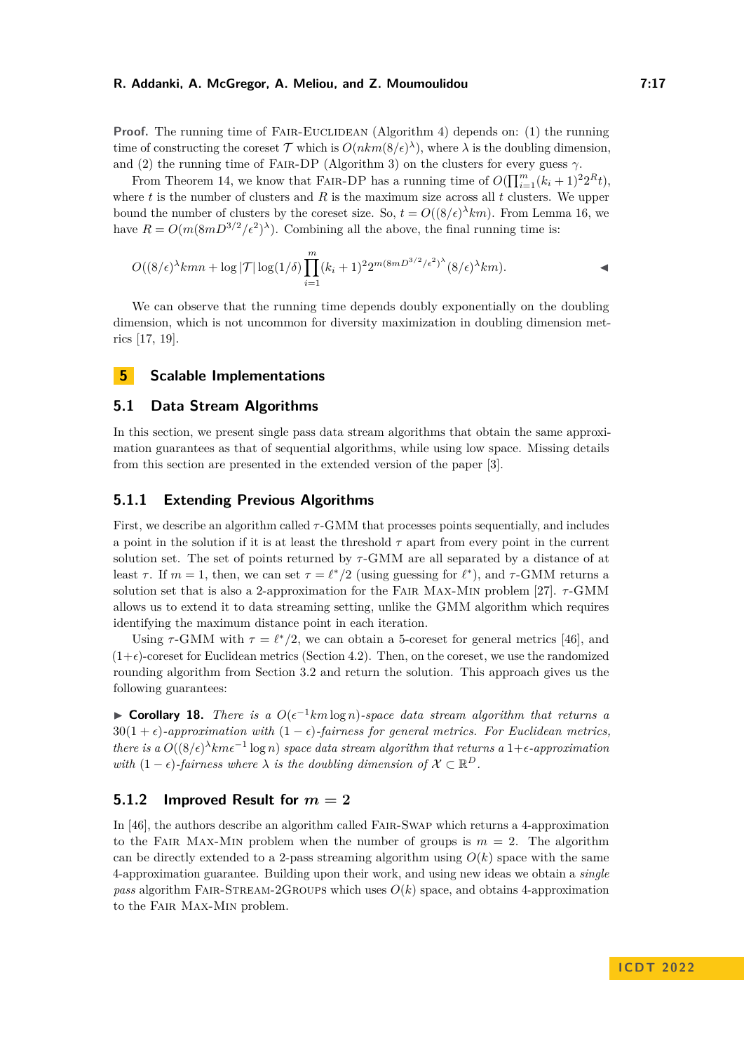**Proof.** The running time of Fair-Euclidean (Algorithm 4) depends on: (1) the running time of constructing the coreset $\mathcal{T}$ which is $O(nkm(8/\epsilon)^{\lambda})$, where $\lambda$ is the doubling dimension, and (2) the running time of Fair-DP (Algorithm 3) on the clusters for every guess $\gamma$.

From Theorem 14, we know that Fair-DP has a running time of $O(\prod_{i=1}^{m}(k_i+1)^2 2^R t)$, where $t$ is the number of clusters and $R$ is the maximum size across all $t$ clusters. We upper bound the number of clusters by the coreset size. So, $t = O((8/\epsilon)^{\lambda} km)$. From Lemma 16, we have $R = O(m(8mD^{3/2}/\epsilon^2)^{\lambda})$. Combining all the above, the final running time is:

$$O((8/\epsilon)^{\lambda} kmn + \log|\mathcal{T}|\log(1/\delta)\prod_{i=1}^{m}(k_i+1)^2 2^{m(8mD^{3/2}/\epsilon^2)^{\lambda}}(8/\epsilon)^{\lambda} km).$$ ◀

We can observe that the running time depends doubly exponentially on the doubling dimension, which is not uncommon for diversity maximization in doubling dimension metrics [17, 19].

## 5 Scalable Implementations

### 5.1 Data Stream Algorithms

In this section, we present single pass data stream algorithms that obtain the same approximation guarantees as that of sequential algorithms, while using low space. Missing details from this section are presented in the extended version of the paper [3].

#### 5.1.1 Extending Previous Algorithms

First, we describe an algorithm called $\tau$-GMM that processes points sequentially, and includes a point in the solution if it is at least the threshold $\tau$ apart from every point in the current solution set. The set of points returned by $\tau$-GMM are all separated by a distance of at least $\tau$. If $m = 1$, then, we can set $\tau = \ell^*/2$ (using guessing for $\ell^*$), and $\tau$-GMM returns a solution set that is also a 2-approximation for the Fair Max-Min problem [27]. $\tau$-GMM allows us to extend it to data streaming setting, unlike the GMM algorithm which requires identifying the maximum distance point in each iteration.

Using $\tau$-GMM with $\tau = \ell^*/2$, we can obtain a 5-coreset for general metrics [46], and $(1+\epsilon)$-coreset for Euclidean metrics (Section 4.2). Then, on the coreset, we use the randomized rounding algorithm from Section 3.2 and return the solution. This approach gives us the following guarantees:

▶ **Corollary 18.** *There is a $O(\epsilon^{-1}km\log n)$-space data stream algorithm that returns a $30(1+\epsilon)$-approximation with $(1-\epsilon)$-fairness for general metrics. For Euclidean metrics, there is a $O((8/\epsilon)^{\lambda}km\epsilon^{-1}\log n)$ space data stream algorithm that returns a $1+\epsilon$-approximation with $(1-\epsilon)$-fairness where $\lambda$ is the doubling dimension of $\mathcal{X} \subset \mathbb{R}^D$.*

#### 5.1.2 Improved Result for $m = 2$

In [46], the authors describe an algorithm called Fair-Swap which returns a 4-approximation to the Fair Max-Min problem when the number of groups is $m = 2$. The algorithm can be directly extended to a 2-pass streaming algorithm using $O(k)$ space with the same 4-approximation guarantee. Building upon their work, and using new ideas we obtain a *single pass* algorithm Fair-Stream-2Groups which uses $O(k)$ space, and obtains 4-approximation to the Fair Max-Min problem.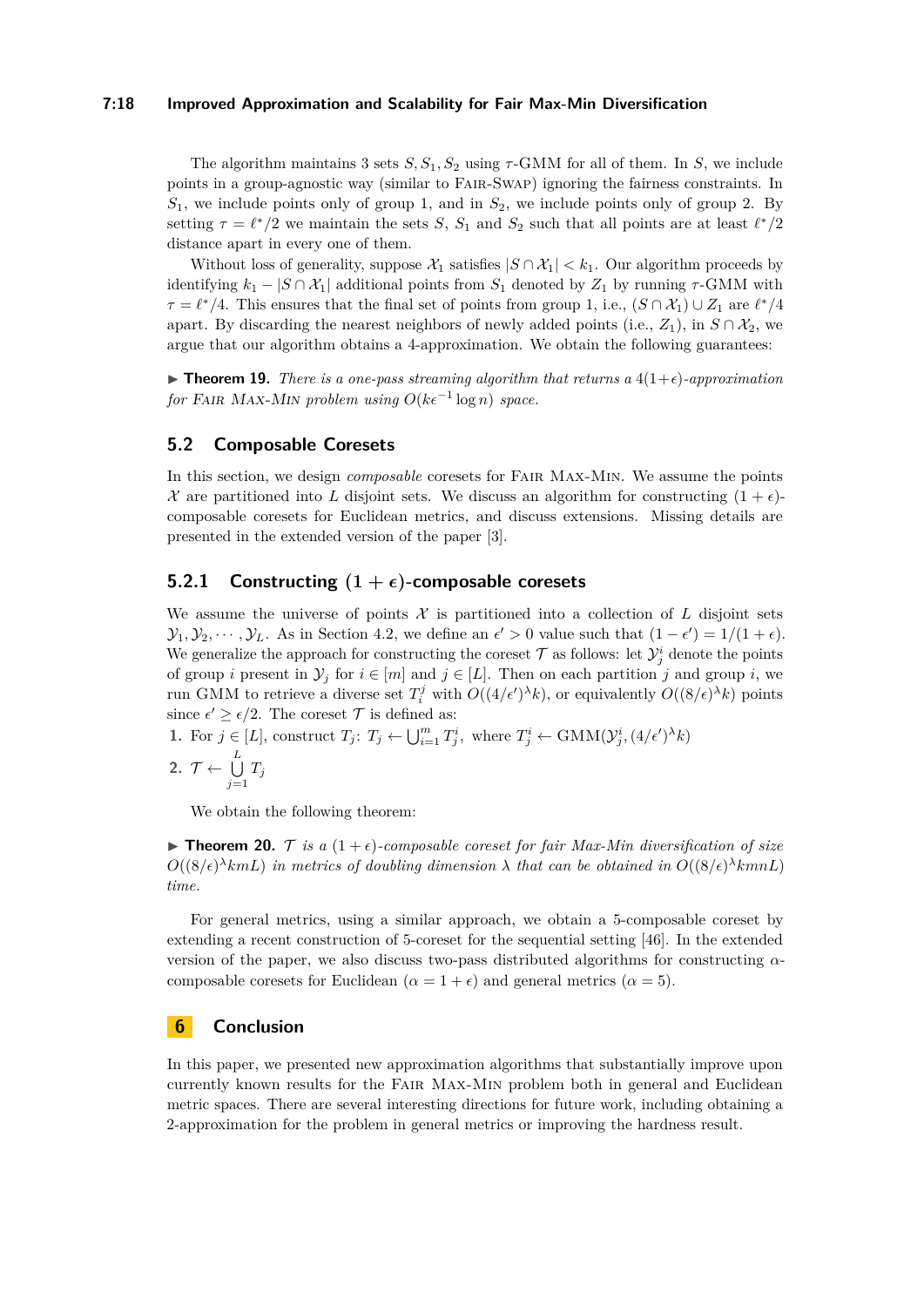The algorithm maintains 3 sets $S, S_1, S_2$ using $\tau$-GMM for all of them. In $S$, we include points in a group-agnostic way (similar to Fair-Swap) ignoring the fairness constraints. In $S_1$, we include points only of group 1, and in $S_2$, we include points only of group 2. By setting $\tau = \ell^*/2$ we maintain the sets $S$, $S_1$ and $S_2$ such that all points are at least $\ell^*/2$ distance apart in every one of them.

Without loss of generality, suppose $\mathcal{X}_1$ satisfies $|S \cap \mathcal{X}_1| < k_1$. Our algorithm proceeds by identifying $k_1 - |S \cap \mathcal{X}_1|$ additional points from $S_1$ denoted by $Z_1$ by running $\tau$-GMM with $\tau = \ell^*/4$. This ensures that the final set of points from group 1, i.e., $(S \cap \mathcal{X}_1) \cup Z_1$ are $\ell^*/4$ apart. By discarding the nearest neighbors of newly added points (i.e., $Z_1$), in $S \cap \mathcal{X}_2$, we argue that our algorithm obtains a 4-approximation. We obtain the following guarantees:

▶ **Theorem 19.** *There is a one-pass streaming algorithm that returns a $4(1+\epsilon)$-approximation for Fair Max-Min problem using $O(k\epsilon^{-1} \log n)$ space.*

## 5.2 Composable Coresets

In this section, we design *composable* coresets for Fair Max-Min. We assume the points $\mathcal{X}$ are partitioned into $L$ disjoint sets. We discuss an algorithm for constructing $(1+\epsilon)$-composable coresets for Euclidean metrics, and discuss extensions. Missing details are presented in the extended version of the paper [3].

### 5.2.1 Constructing $(1+\epsilon)$-composable coresets

We assume the universe of points $\mathcal{X}$ is partitioned into a collection of $L$ disjoint sets $\mathcal{Y}_1, \mathcal{Y}_2, \cdots, \mathcal{Y}_L$. As in Section 4.2, we define an $\epsilon' > 0$ value such that $(1-\epsilon') = 1/(1+\epsilon)$. We generalize the approach for constructing the coreset $\mathcal{T}$ as follows: let $\mathcal{Y}_j^i$ denote the points of group $i$ present in $\mathcal{Y}_j$ for $i \in [m]$ and $j \in [L]$. Then on each partition $j$ and group $i$, we run GMM to retrieve a diverse set $T_i^j$ with $O((4/\epsilon')^\lambda k)$, or equivalently $O((8/\epsilon)^\lambda k)$ points since $\epsilon' \geq \epsilon/2$. The coreset $\mathcal{T}$ is defined as:

1. For $j \in [L]$, construct $T_j$: $T_j \leftarrow \bigcup_{i=1}^m T_j^i$, where $T_j^i \leftarrow \text{GMM}(\mathcal{Y}_j^i, (4/\epsilon')^\lambda k)$
2. $\mathcal{T} \leftarrow \bigcup_{j=1}^{L} T_j$

We obtain the following theorem:

▶ **Theorem 20.** *$\mathcal{T}$ is a $(1+\epsilon)$-composable coreset for fair Max-Min diversification of size $O((8/\epsilon)^\lambda kmL)$ in metrics of doubling dimension $\lambda$ that can be obtained in $O((8/\epsilon)^\lambda kmnL)$ time.*

For general metrics, using a similar approach, we obtain a 5-composable coreset by extending a recent construction of 5-coreset for the sequential setting [46]. In the extended version of the paper, we also discuss two-pass distributed algorithms for constructing $\alpha$-composable coresets for Euclidean ($\alpha = 1+\epsilon$) and general metrics ($\alpha = 5$).

# 6 Conclusion

In this paper, we presented new approximation algorithms that substantially improve upon currently known results for the Fair Max-Min problem both in general and Euclidean metric spaces. There are several interesting directions for future work, including obtaining a 2-approximation for the problem in general metrics or improving the hardness result.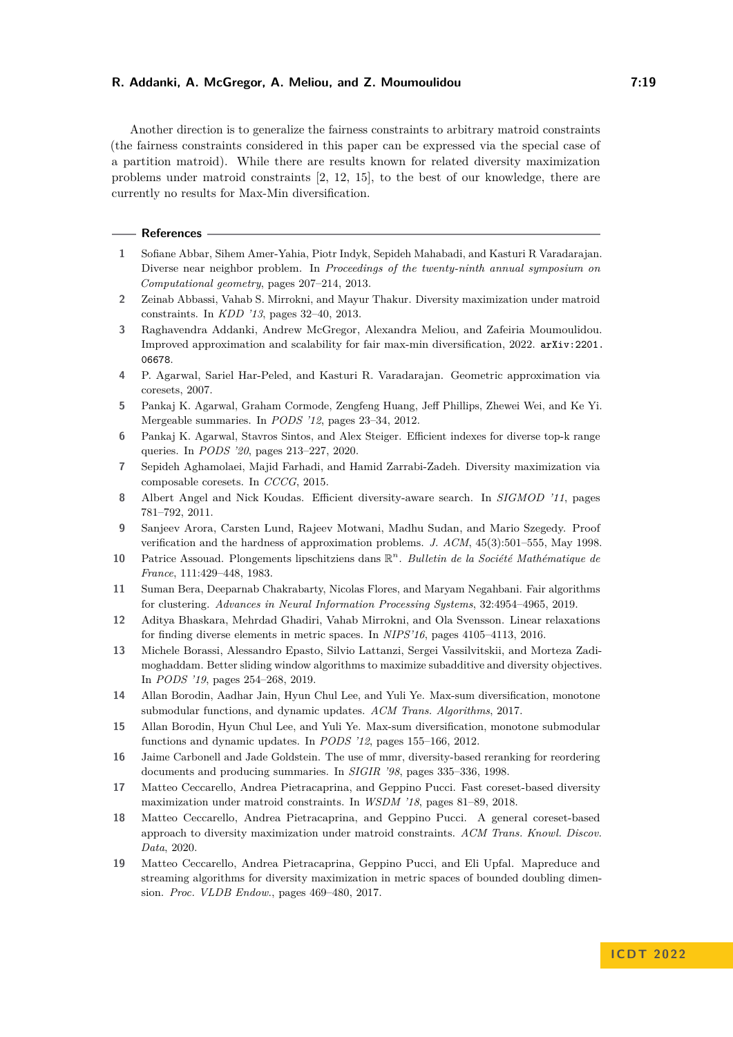Another direction is to generalize the fairness constraints to arbitrary matroid constraints (the fairness constraints considered in this paper can be expressed via the special case of a partition matroid). While there are results known for related diversity maximization problems under matroid constraints [2, 12, 15], to the best of our knowledge, there are currently no results for Max-Min diversification.

## References

1. Sofiane Abbar, Sihem Amer-Yahia, Piotr Indyk, Sepideh Mahabadi, and Kasturi R Varadarajan. Diverse near neighbor problem. In *Proceedings of the twenty-ninth annual symposium on Computational geometry*, pages 207–214, 2013.
2. Zeinab Abbassi, Vahab S. Mirrokni, and Mayur Thakur. Diversity maximization under matroid constraints. In *KDD '13*, pages 32–40, 2013.
3. Raghavendra Addanki, Andrew McGregor, Alexandra Meliou, and Zafeiria Moumoulidou. Improved approximation and scalability for fair max-min diversification, 2022. `arXiv:2201.06678`.
4. P. Agarwal, Sariel Har-Peled, and Kasturi R. Varadarajan. Geometric approximation via coresets, 2007.
5. Pankaj K. Agarwal, Graham Cormode, Zengfeng Huang, Jeff Phillips, Zhewei Wei, and Ke Yi. Mergeable summaries. In *PODS '12*, pages 23–34, 2012.
6. Pankaj K. Agarwal, Stavros Sintos, and Alex Steiger. Efficient indexes for diverse top-k range queries. In *PODS '20*, pages 213–227, 2020.
7. Sepideh Aghamolaei, Majid Farhadi, and Hamid Zarrabi-Zadeh. Diversity maximization via composable coresets. In *CCCG*, 2015.
8. Albert Angel and Nick Koudas. Efficient diversity-aware search. In *SIGMOD '11*, pages 781–792, 2011.
9. Sanjeev Arora, Carsten Lund, Rajeev Motwani, Madhu Sudan, and Mario Szegedy. Proof verification and the hardness of approximation problems. *J. ACM*, 45(3):501–555, May 1998.
10. Patrice Assouad. Plongements lipschitziens dans $\mathbb{R}^n$. *Bulletin de la Société Mathématique de France*, 111:429–448, 1983.
11. Suman Bera, Deeparnab Chakrabarty, Nicolas Flores, and Maryam Negahbani. Fair algorithms for clustering. *Advances in Neural Information Processing Systems*, 32:4954–4965, 2019.
12. Aditya Bhaskara, Mehrdad Ghadiri, Vahab Mirrokni, and Ola Svensson. Linear relaxations for finding diverse elements in metric spaces. In *NIPS'16*, pages 4105–4113, 2016.
13. Michele Borassi, Alessandro Epasto, Silvio Lattanzi, Sergei Vassilvitskii, and Morteza Zadimoghaddam. Better sliding window algorithms to maximize subadditive and diversity objectives. In *PODS '19*, pages 254–268, 2019.
14. Allan Borodin, Aadhar Jain, Hyun Chul Lee, and Yuli Ye. Max-sum diversification, monotone submodular functions, and dynamic updates. *ACM Trans. Algorithms*, 2017.
15. Allan Borodin, Hyun Chul Lee, and Yuli Ye. Max-sum diversification, monotone submodular functions and dynamic updates. In *PODS '12*, pages 155–166, 2012.
16. Jaime Carbonell and Jade Goldstein. The use of mmr, diversity-based reranking for reordering documents and producing summaries. In *SIGIR '98*, pages 335–336, 1998.
17. Matteo Ceccarello, Andrea Pietracaprina, and Geppino Pucci. Fast coreset-based diversity maximization under matroid constraints. In *WSDM '18*, pages 81–89, 2018.
18. Matteo Ceccarello, Andrea Pietracaprina, and Geppino Pucci. A general coreset-based approach to diversity maximization under matroid constraints. *ACM Trans. Knowl. Discov. Data*, 2020.
19. Matteo Ceccarello, Andrea Pietracaprina, Geppino Pucci, and Eli Upfal. Mapreduce and streaming algorithms for diversity maximization in metric spaces of bounded doubling dimension. *Proc. VLDB Endow.*, pages 469–480, 2017.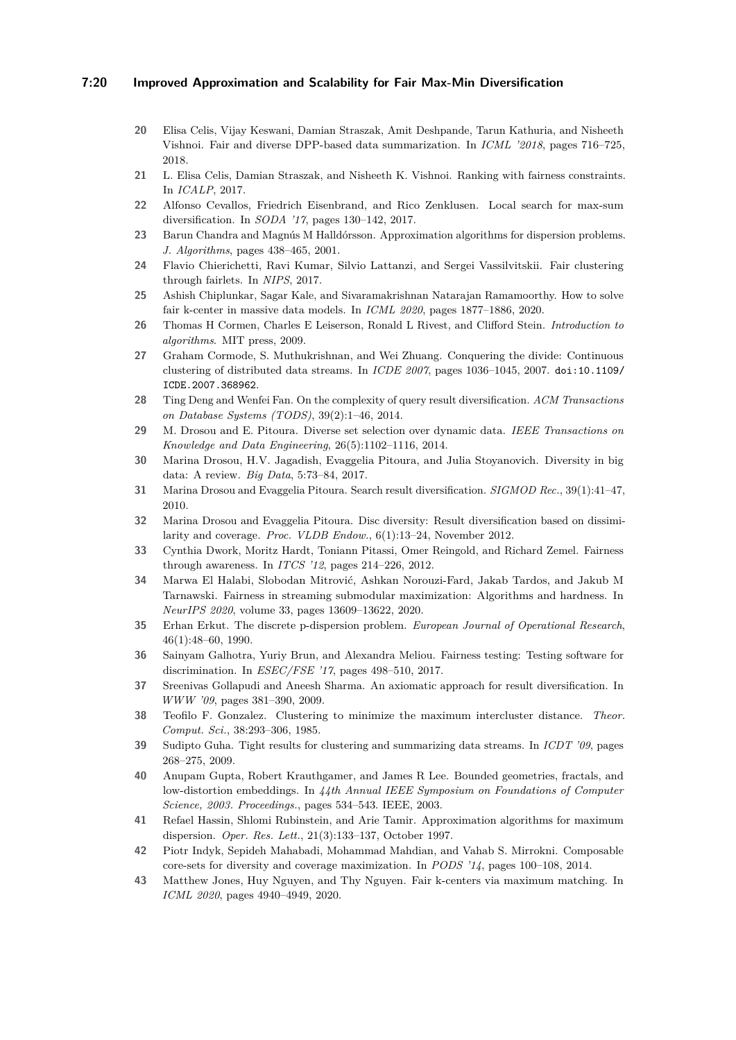20 Elisa Celis, Vijay Keswani, Damian Straszak, Amit Deshpande, Tarun Kathuria, and Nisheeth Vishnoi. Fair and diverse DPP-based data summarization. In *ICML '2018*, pages 716–725, 2018.

21 L. Elisa Celis, Damian Straszak, and Nisheeth K. Vishnoi. Ranking with fairness constraints. In *ICALP*, 2017.

22 Alfonso Cevallos, Friedrich Eisenbrand, and Rico Zenklusen. Local search for max-sum diversification. In *SODA '17*, pages 130–142, 2017.

23 Barun Chandra and Magnús M Halldórsson. Approximation algorithms for dispersion problems. *J. Algorithms*, pages 438–465, 2001.

24 Flavio Chierichetti, Ravi Kumar, Silvio Lattanzi, and Sergei Vassilvitskii. Fair clustering through fairlets. In *NIPS*, 2017.

25 Ashish Chiplunkar, Sagar Kale, and Sivaramakrishnan Natarajan Ramamoorthy. How to solve fair k-center in massive data models. In *ICML 2020*, pages 1877–1886, 2020.

26 Thomas H Cormen, Charles E Leiserson, Ronald L Rivest, and Clifford Stein. *Introduction to algorithms*. MIT press, 2009.

27 Graham Cormode, S. Muthukrishnan, and Wei Zhuang. Conquering the divide: Continuous clustering of distributed data streams. In *ICDE 2007*, pages 1036–1045, 2007. doi:10.1109/ICDE.2007.368962.

28 Ting Deng and Wenfei Fan. On the complexity of query result diversification. *ACM Transactions on Database Systems (TODS)*, 39(2):1–46, 2014.

29 M. Drosou and E. Pitoura. Diverse set selection over dynamic data. *IEEE Transactions on Knowledge and Data Engineering*, 26(5):1102–1116, 2014.

30 Marina Drosou, H.V. Jagadish, Evaggelia Pitoura, and Julia Stoyanovich. Diversity in big data: A review. *Big Data*, 5:73–84, 2017.

31 Marina Drosou and Evaggelia Pitoura. Search result diversification. *SIGMOD Rec.*, 39(1):41–47, 2010.

32 Marina Drosou and Evaggelia Pitoura. Disc diversity: Result diversification based on dissimilarity and coverage. *Proc. VLDB Endow.*, 6(1):13–24, November 2012.

33 Cynthia Dwork, Moritz Hardt, Toniann Pitassi, Omer Reingold, and Richard Zemel. Fairness through awareness. In *ITCS '12*, pages 214–226, 2012.

34 Marwa El Halabi, Slobodan Mitrović, Ashkan Norouzi-Fard, Jakab Tardos, and Jakub M Tarnawski. Fairness in streaming submodular maximization: Algorithms and hardness. In *NeurIPS 2020*, volume 33, pages 13609–13622, 2020.

35 Erhan Erkut. The discrete p-dispersion problem. *European Journal of Operational Research*, 46(1):48–60, 1990.

36 Sainyam Galhotra, Yuriy Brun, and Alexandra Meliou. Fairness testing: Testing software for discrimination. In *ESEC/FSE '17*, pages 498–510, 2017.

37 Sreenivas Gollapudi and Aneesh Sharma. An axiomatic approach for result diversification. In *WWW '09*, pages 381–390, 2009.

38 Teofilo F. Gonzalez. Clustering to minimize the maximum intercluster distance. *Theor. Comput. Sci.*, 38:293–306, 1985.

39 Sudipto Guha. Tight results for clustering and summarizing data streams. In *ICDT '09*, pages 268–275, 2009.

40 Anupam Gupta, Robert Krauthgamer, and James R Lee. Bounded geometries, fractals, and low-distortion embeddings. In *44th Annual IEEE Symposium on Foundations of Computer Science, 2003. Proceedings.*, pages 534–543. IEEE, 2003.

41 Refael Hassin, Shlomi Rubinstein, and Arie Tamir. Approximation algorithms for maximum dispersion. *Oper. Res. Lett.*, 21(3):133–137, October 1997.

42 Piotr Indyk, Sepideh Mahabadi, Mohammad Mahdian, and Vahab S. Mirrokni. Composable core-sets for diversity and coverage maximization. In *PODS '14*, pages 100–108, 2014.

43 Matthew Jones, Huy Nguyen, and Thy Nguyen. Fair k-centers via maximum matching. In *ICML 2020*, pages 4940–4949, 2020.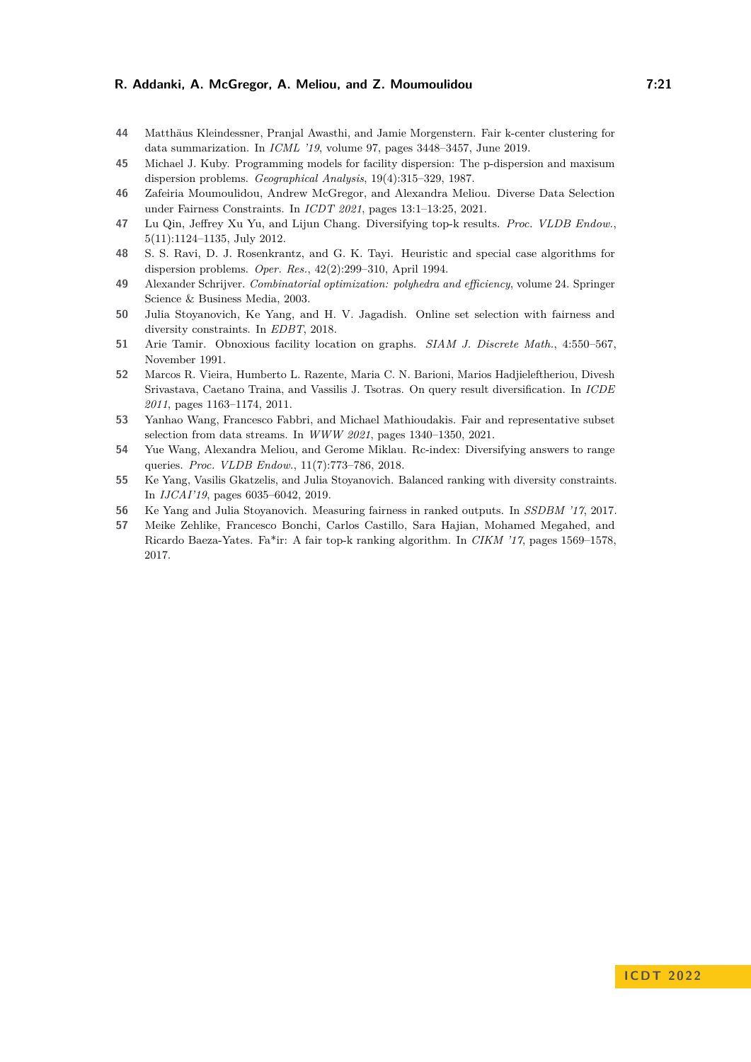44 Matthäus Kleindessner, Pranjal Awasthi, and Jamie Morgenstern. Fair k-center clustering for data summarization. In *ICML '19*, volume 97, pages 3448–3457, June 2019.

45 Michael J. Kuby. Programming models for facility dispersion: The p-dispersion and maxisum dispersion problems. *Geographical Analysis*, 19(4):315–329, 1987.

46 Zafeiria Moumoulidou, Andrew McGregor, and Alexandra Meliou. Diverse Data Selection under Fairness Constraints. In *ICDT 2021*, pages 13:1–13:25, 2021.

47 Lu Qin, Jeffrey Xu Yu, and Lijun Chang. Diversifying top-k results. *Proc. VLDB Endow.*, 5(11):1124–1135, July 2012.

48 S. S. Ravi, D. J. Rosenkrantz, and G. K. Tayi. Heuristic and special case algorithms for dispersion problems. *Oper. Res.*, 42(2):299–310, April 1994.

49 Alexander Schrijver. *Combinatorial optimization: polyhedra and efficiency*, volume 24. Springer Science & Business Media, 2003.

50 Julia Stoyanovich, Ke Yang, and H. V. Jagadish. Online set selection with fairness and diversity constraints. In *EDBT*, 2018.

51 Arie Tamir. Obnoxious facility location on graphs. *SIAM J. Discrete Math.*, 4:550–567, November 1991.

52 Marcos R. Vieira, Humberto L. Razente, Maria C. N. Barioni, Marios Hadjieleftheriou, Divesh Srivastava, Caetano Traina, and Vassilis J. Tsotras. On query result diversification. In *ICDE 2011*, pages 1163–1174, 2011.

53 Yanhao Wang, Francesco Fabbri, and Michael Mathioudakis. Fair and representative subset selection from data streams. In *WWW 2021*, pages 1340–1350, 2021.

54 Yue Wang, Alexandra Meliou, and Gerome Miklau. Rc-index: Diversifying answers to range queries. *Proc. VLDB Endow.*, 11(7):773–786, 2018.

55 Ke Yang, Vasilis Gkatzelis, and Julia Stoyanovich. Balanced ranking with diversity constraints. In *IJCAI'19*, pages 6035–6042, 2019.

56 Ke Yang and Julia Stoyanovich. Measuring fairness in ranked outputs. In *SSDBM '17*, 2017.

57 Meike Zehlike, Francesco Bonchi, Carlos Castillo, Sara Hajian, Mohamed Megahed, and Ricardo Baeza-Yates. Fa*ir: A fair top-k ranking algorithm. In *CIKM '17*, pages 1569–1578, 2017.